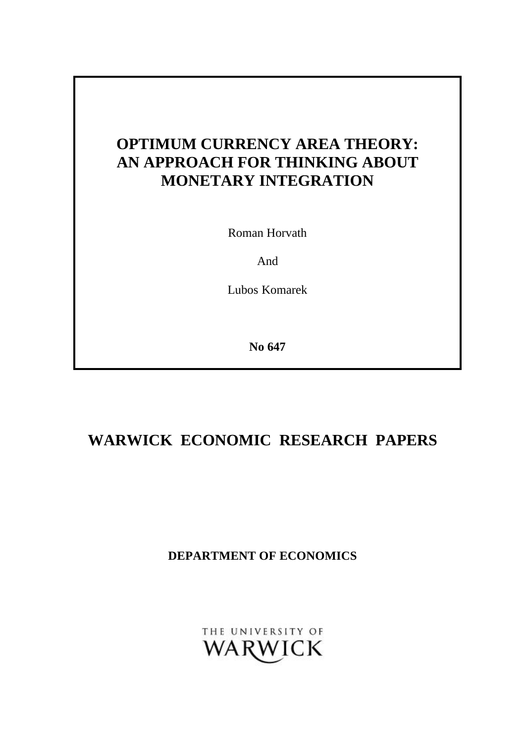# OPTIMUM CURRENCY AREA THEORY: AN APPROACH FOR THINKING ABOUT MONETARY INTEGRATION

Roman Horvath

And

Lubos Komarek

**No 647**

## WARWICK ECONOMIC RESEARCH PAPERS

**DEPARTMENT OF ECONOMICS**

THE UNIVERSITY OF WARWICK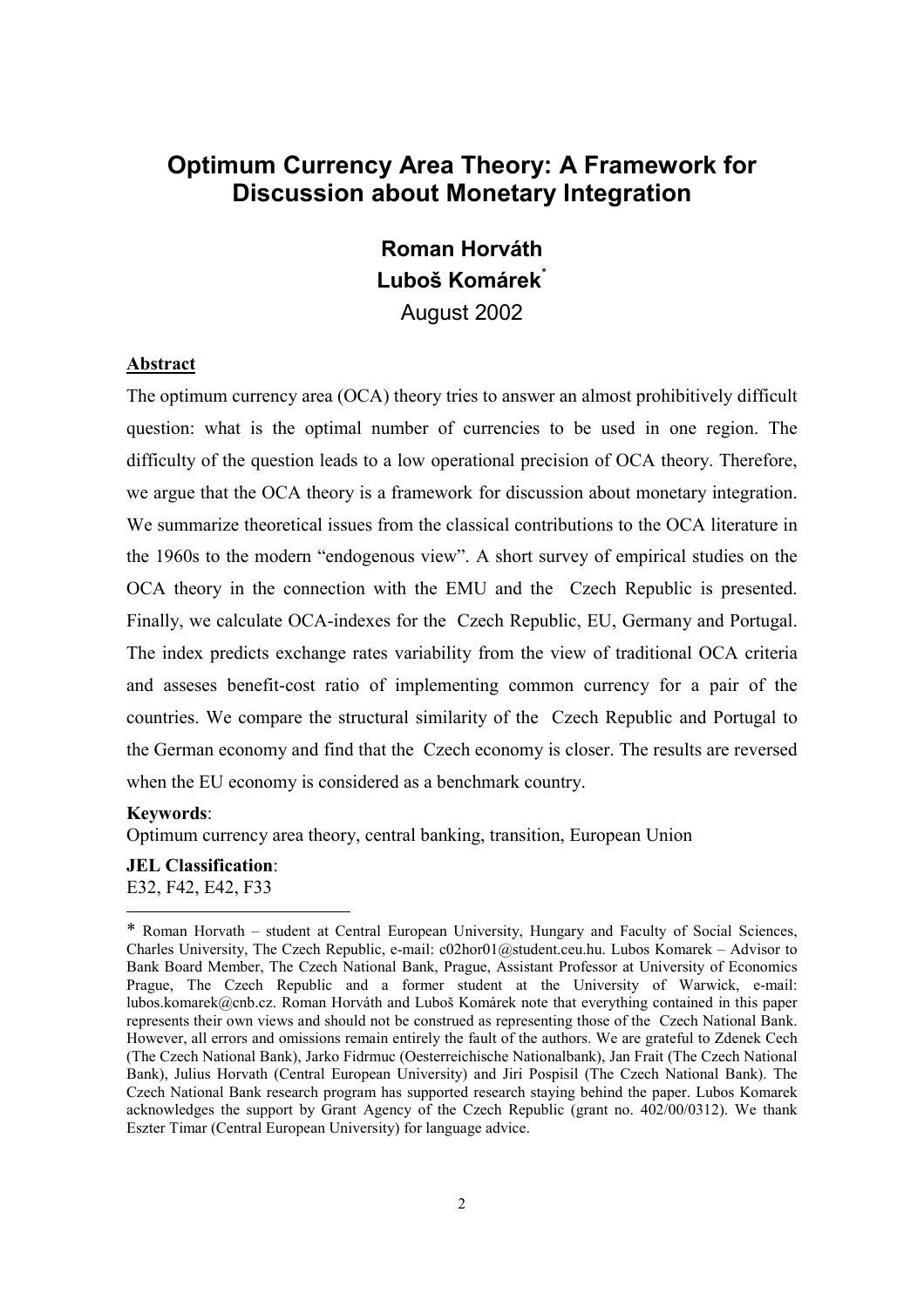# Optimum Currency Area Theory: A Framework for Discussion about Monetary Integration

**Roman Horváth**

**Luboš Komárek**[*]

August 2002

**Abstract**

The optimum currency area (OCA) theory tries to answer an almost prohibitively difficult question: what is the optimal number of currencies to be used in one region. The difficulty of the question leads to a low operational precision of OCA theory. Therefore, we argue that the OCA theory is a framework for discussion about monetary integration. We summarize theoretical issues from the classical contributions to the OCA literature in the 1960s to the modern "endogenous view". A short survey of empirical studies on the OCA theory in the connection with the EMU and the Czech Republic is presented. Finally, we calculate OCA-indexes for the Czech Republic, EU, Germany and Portugal. The index predicts exchange rates variability from the view of traditional OCA criteria and asseses benefit-cost ratio of implementing common currency for a pair of the countries. We compare the structural similarity of the Czech Republic and Portugal to the German economy and find that the Czech economy is closer. The results are reversed when the EU economy is considered as a benchmark country.

**Keywords**:
Optimum currency area theory, central banking, transition, European Union

**JEL Classification**:
E32, F42, E42, F33

---

[*] Roman Horvath – student at Central European University, Hungary and Faculty of Social Sciences, Charles University, The Czech Republic, e-mail: c02hor01@student.ceu.hu. Lubos Komarek – Advisor to Bank Board Member, The Czech National Bank, Prague, Assistant Professor at University of Economics Prague, The Czech Republic and a former student at the University of Warwick, e-mail: lubos.komarek@cnb.cz. Roman Horváth and Luboš Komárek note that everything contained in this paper represents their own views and should not be construed as representing those of the Czech National Bank. However, all errors and omissions remain entirely the fault of the authors. We are grateful to Zdenek Cech (The Czech National Bank), Jarko Fidrmuc (Oesterreichische Nationalbank), Jan Frait (The Czech National Bank), Julius Horvath (Central European University) and Jiri Pospisil (The Czech National Bank). The Czech National Bank research program has supported research staying behind the paper. Lubos Komarek acknowledges the support by Grant Agency of the Czech Republic (grant no. 402/00/0312). We thank Eszter Timar (Central European University) for language advice.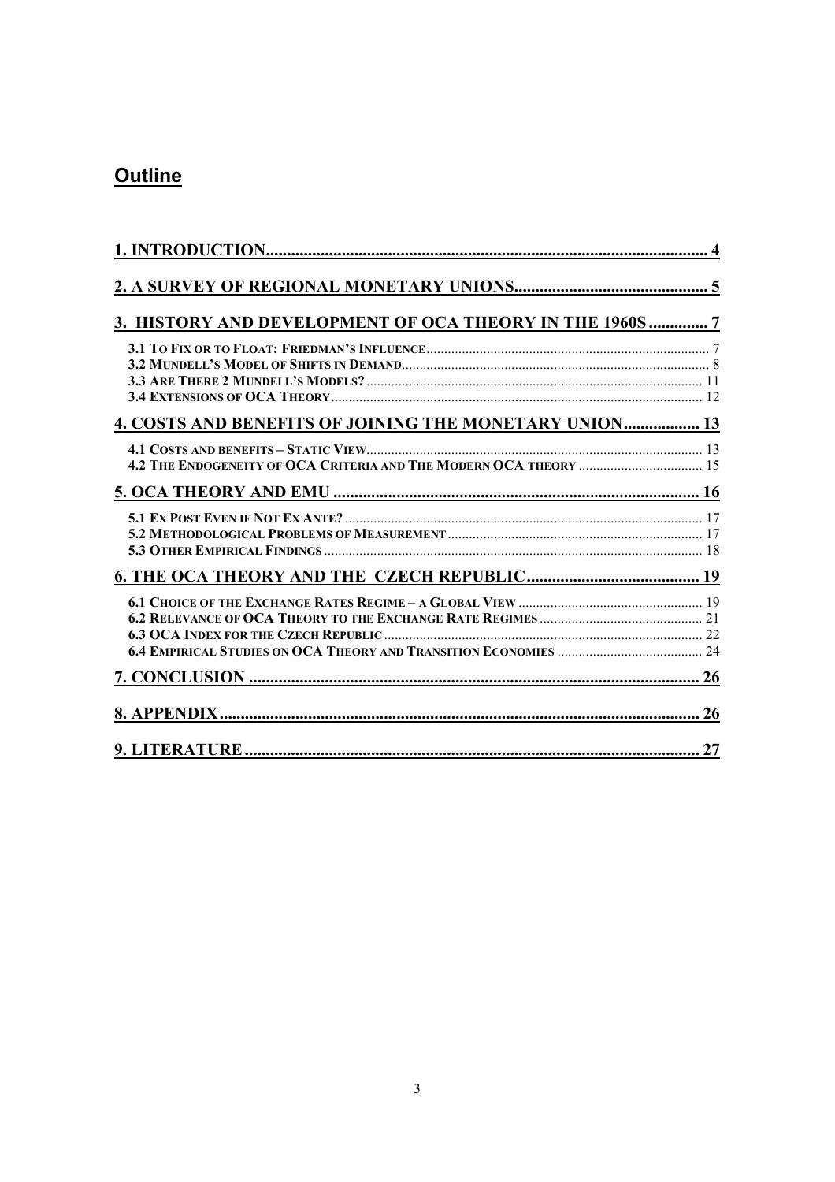## Outline

**1. INTRODUCTION** ........ 4

**2. A SURVEY OF REGIONAL MONETARY UNIONS** ........ 5

**3. HISTORY AND DEVELOPMENT OF OCA THEORY IN THE 1960S** ........ 7

- **3.1 To Fix or to Float: Friedman's Influence** ........ 7
- **3.2 Mundell's Model of Shifts in Demand** ........ 8
- **3.3 Are There 2 Mundell's Models?** ........ 11
- **3.4 Extensions of OCA Theory** ........ 12

**4. COSTS AND BENEFITS OF JOINING THE MONETARY UNION** ........ 13

- **4.1 Costs and benefits – Static View** ........ 13
- **4.2 The Endogeneity of OCA Criteria and The Modern OCA theory** ........ 15

**5. OCA THEORY AND EMU** ........ 16

- **5.1 Ex Post Even if Not Ex Ante?** ........ 17
- **5.2 Methodological Problems of Measurement** ........ 17
- **5.3 Other Empirical Findings** ........ 18

**6. THE OCA THEORY AND THE CZECH REPUBLIC** ........ 19

- **6.1 Choice of the Exchange Rates Regime – a Global View** ........ 19
- **6.2 Relevance of OCA Theory to the Exchange Rate Regimes** ........ 21
- **6.3 OCA Index for the Czech Republic** ........ 22
- **6.4 Empirical Studies on OCA Theory and Transition Economies** ........ 24

**7. CONCLUSION** ........ 26

**8. APPENDIX** ........ 26

**9. LITERATURE** ........ 27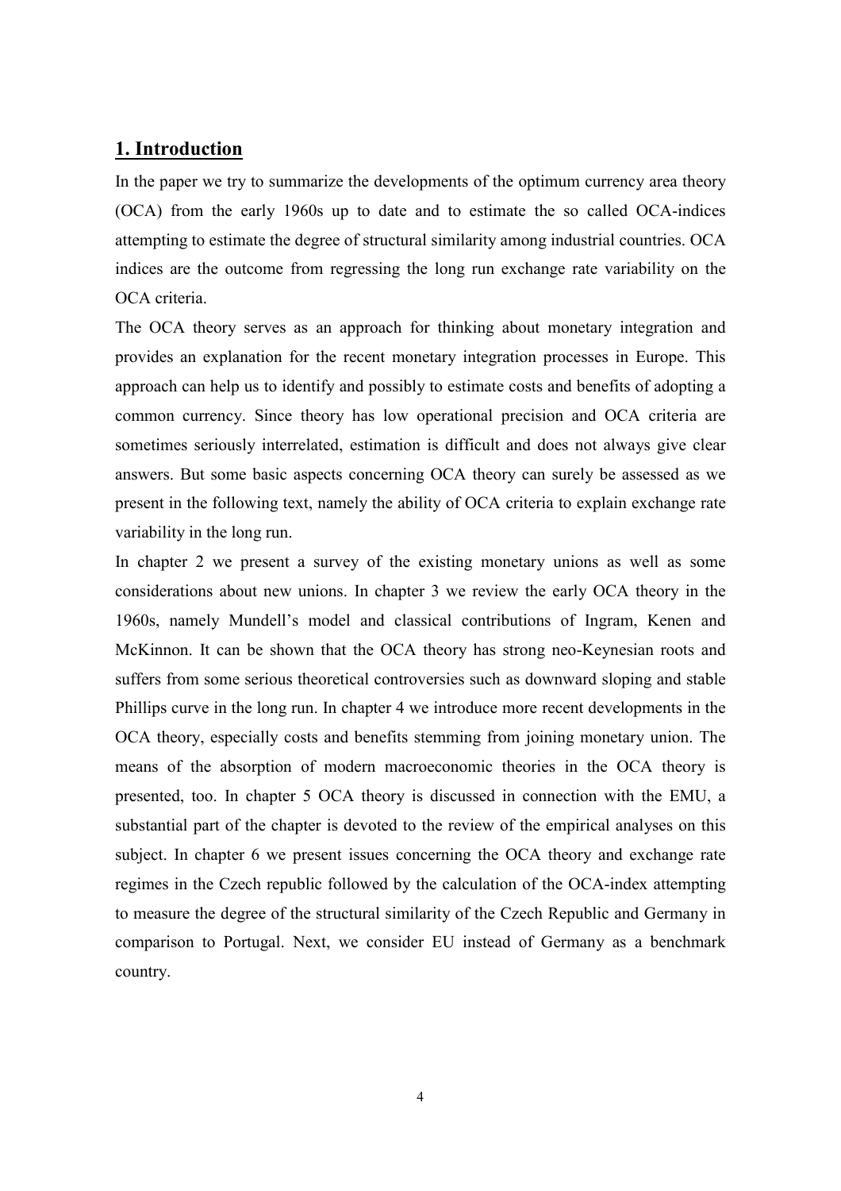## 1. Introduction

In the paper we try to summarize the developments of the optimum currency area theory (OCA) from the early 1960s up to date and to estimate the so called OCA-indices attempting to estimate the degree of structural similarity among industrial countries. OCA indices are the outcome from regressing the long run exchange rate variability on the OCA criteria.

The OCA theory serves as an approach for thinking about monetary integration and provides an explanation for the recent monetary integration processes in Europe. This approach can help us to identify and possibly to estimate costs and benefits of adopting a common currency. Since theory has low operational precision and OCA criteria are sometimes seriously interrelated, estimation is difficult and does not always give clear answers. But some basic aspects concerning OCA theory can surely be assessed as we present in the following text, namely the ability of OCA criteria to explain exchange rate variability in the long run.

In chapter 2 we present a survey of the existing monetary unions as well as some considerations about new unions. In chapter 3 we review the early OCA theory in the 1960s, namely Mundell's model and classical contributions of Ingram, Kenen and McKinnon. It can be shown that the OCA theory has strong neo-Keynesian roots and suffers from some serious theoretical controversies such as downward sloping and stable Phillips curve in the long run. In chapter 4 we introduce more recent developments in the OCA theory, especially costs and benefits stemming from joining monetary union. The means of the absorption of modern macroeconomic theories in the OCA theory is presented, too. In chapter 5 OCA theory is discussed in connection with the EMU, a substantial part of the chapter is devoted to the review of the empirical analyses on this subject. In chapter 6 we present issues concerning the OCA theory and exchange rate regimes in the Czech republic followed by the calculation of the OCA-index attempting to measure the degree of the structural similarity of the Czech Republic and Germany in comparison to Portugal. Next, we consider EU instead of Germany as a benchmark country.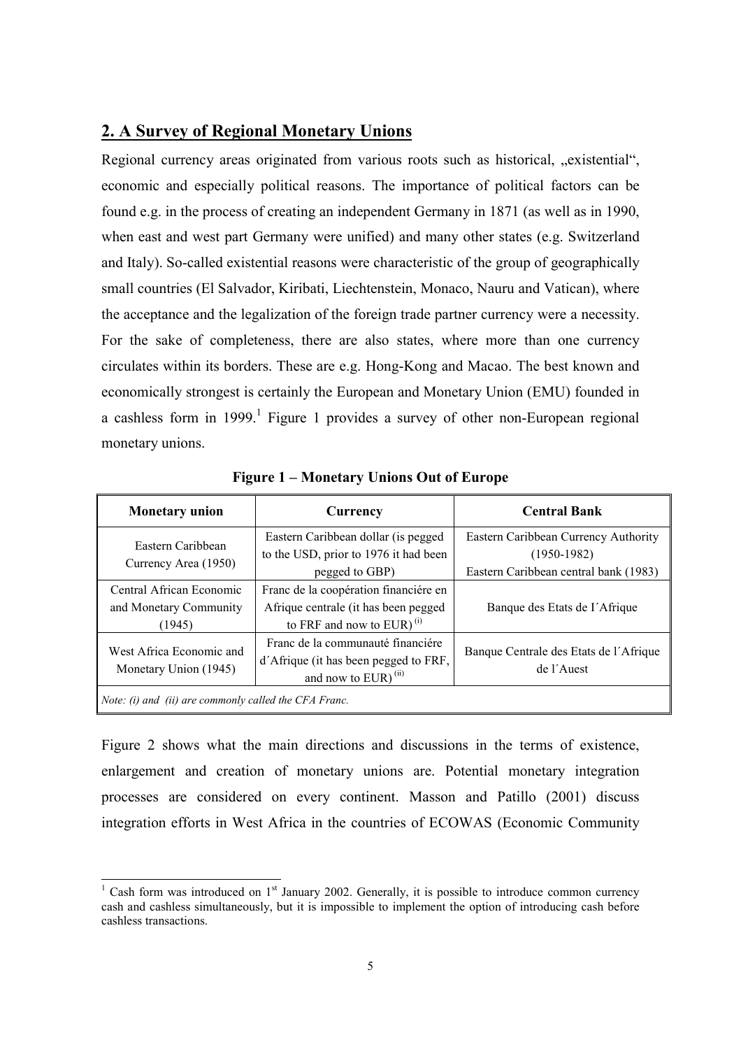## 2. A Survey of Regional Monetary Unions

Regional currency areas originated from various roots such as historical, „existential“, economic and especially political reasons. The importance of political factors can be found e.g. in the process of creating an independent Germany in 1871 (as well as in 1990, when east and west part Germany were unified) and many other states (e.g. Switzerland and Italy). So-called existential reasons were characteristic of the group of geographically small countries (El Salvador, Kiribati, Liechtenstein, Monaco, Nauru and Vatican), where the acceptance and the legalization of the foreign trade partner currency were a necessity. For the sake of completeness, there are also states, where more than one currency circulates within its borders. These are e.g. Hong-Kong and Macao. The best known and economically strongest is certainly the European and Monetary Union (EMU) founded in a cashless form in 1999.[1] Figure 1 provides a survey of other non-European regional monetary unions.

**Figure 1 – Monetary Unions Out of Europe**

| Monetary union | Currency | Central Bank |
|---|---|---|
| Eastern Caribbean Currency Area (1950) | Eastern Caribbean dollar (is pegged to the USD, prior to 1976 it had been pegged to GBP) | Eastern Caribbean Currency Authority (1950-1982) Eastern Caribbean central bank (1983) |
| Central African Economic and Monetary Community (1945) | Franc de la coopération financiére en Afrique centrale (it has been pegged to FRF and now to EUR) (i) | Banque des Etats de I´Afrique |
| West Africa Economic and Monetary Union (1945) | Franc de la communauté financiére d´Afrique (it has been pegged to FRF, and now to EUR) (ii) | Banque Centrale des Etats de l´Afrique de l´Auest |

*Note: (i) and (ii) are commonly called the CFA Franc.*

Figure 2 shows what the main directions and discussions in the terms of existence, enlargement and creation of monetary unions are. Potential monetary integration processes are considered on every continent. Masson and Patillo (2001) discuss integration efforts in West Africa in the countries of ECOWAS (Economic Community

[1] Cash form was introduced on 1st January 2002. Generally, it is possible to introduce common currency cash and cashless simultaneously, but it is impossible to implement the option of introducing cash before cashless transactions.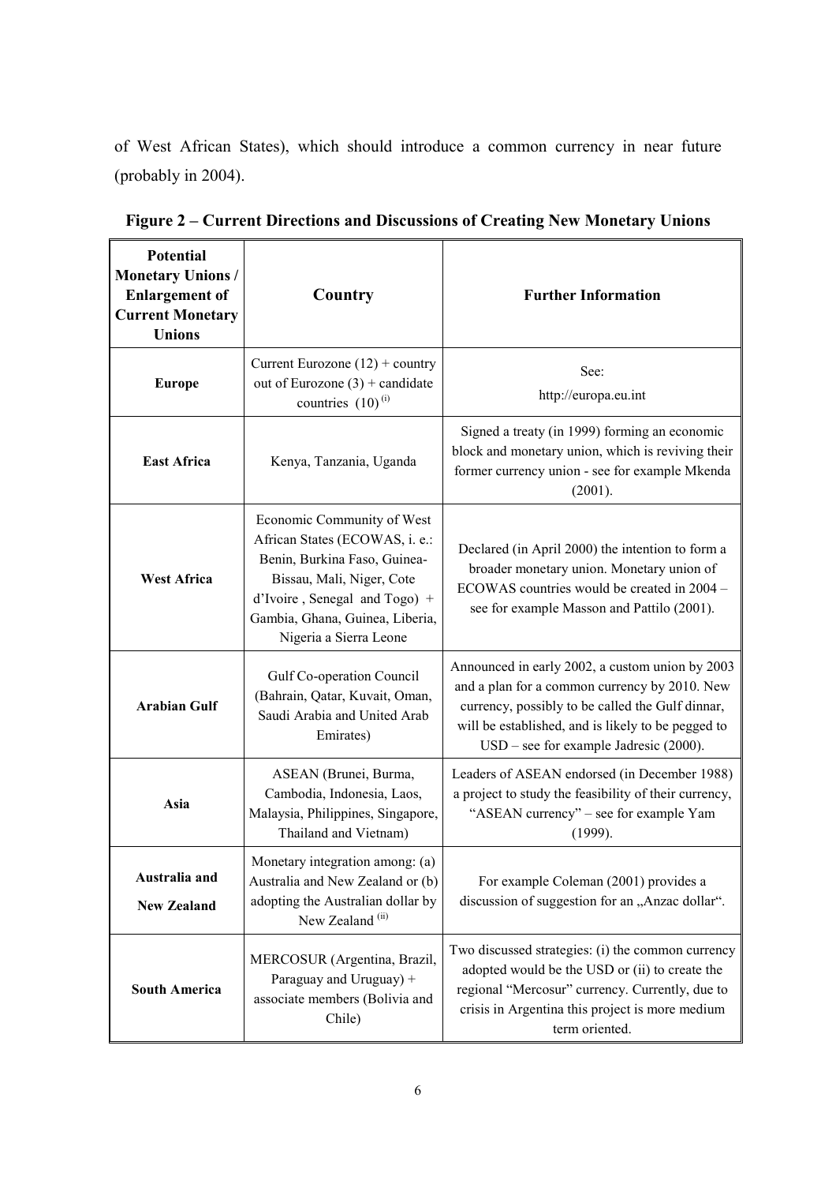of West African States), which should introduce a common currency in near future (probably in 2004).

**Figure 2 – Current Directions and Discussions of Creating New Monetary Unions**

| Potential Monetary Unions / Enlargement of Current Monetary Unions | Country | Further Information |
|---|---|---|
| **Europe** | Current Eurozone (12) + country out of Eurozone (3) + candidate countries (10) [(i)] | See: http://europa.eu.int |
| **East Africa** | Kenya, Tanzania, Uganda | Signed a treaty (in 1999) forming an economic block and monetary union, which is reviving their former currency union - see for example Mkenda (2001). |
| **West Africa** | Economic Community of West African States (ECOWAS, i. e.: Benin, Burkina Faso, Guinea-Bissau, Mali, Niger, Cote d'Ivoire , Senegal and Togo) + Gambia, Ghana, Guinea, Liberia, Nigeria a Sierra Leone | Declared (in April 2000) the intention to form a broader monetary union. Monetary union of ECOWAS countries would be created in 2004 – see for example Masson and Pattilo (2001). |
| **Arabian Gulf** | Gulf Co-operation Council (Bahrain, Qatar, Kuvait, Oman, Saudi Arabia and United Arab Emirates) | Announced in early 2002, a custom union by 2003 and a plan for a common currency by 2010. New currency, possibly to be called the Gulf dinnar, will be established, and is likely to be pegged to USD – see for example Jadresic (2000). |
| **Asia** | ASEAN (Brunei, Burma, Cambodia, Indonesia, Laos, Malaysia, Philippines, Singapore, Thailand and Vietnam) | Leaders of ASEAN endorsed (in December 1988) a project to study the feasibility of their currency, "ASEAN currency" – see for example Yam (1999). |
| **Australia and New Zealand** | Monetary integration among: (a) Australia and New Zealand or (b) adopting the Australian dollar by New Zealand [(ii)] | For example Coleman (2001) provides a discussion of suggestion for an „Anzac dollar". |
| **South America** | MERCOSUR (Argentina, Brazil, Paraguay and Uruguay) + associate members (Bolivia and Chile) | Two discussed strategies: (i) the common currency adopted would be the USD or (ii) to create the regional "Mercosur" currency. Currently, due to crisis in Argentina this project is more medium term oriented. |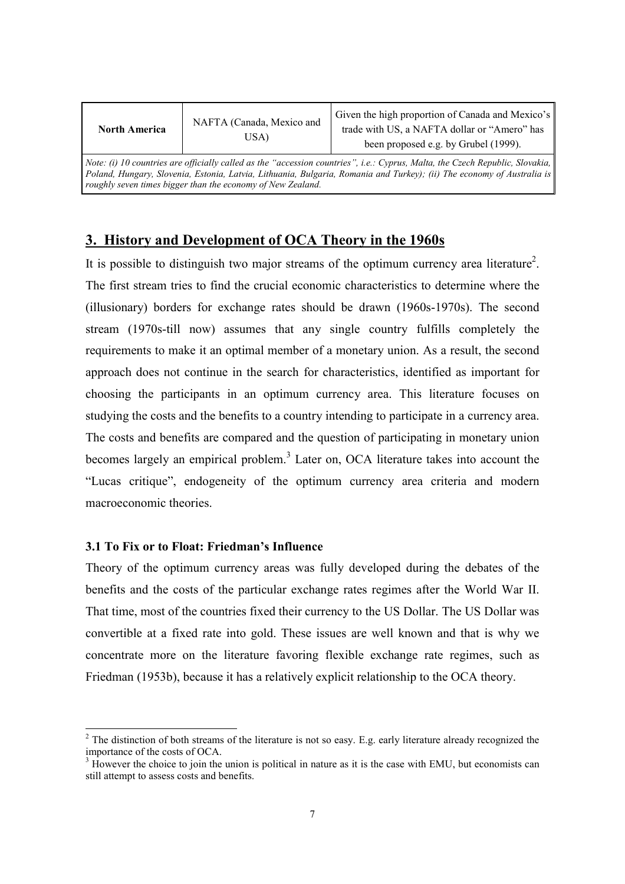| North America | NAFTA (Canada, Mexico and USA) | Given the high proportion of Canada and Mexico's trade with US, a NAFTA dollar or "Amero" has been proposed e.g. by Grubel (1999). |
|---|---|---|

*Note: (i) 10 countries are officially called as the "accession countries", i.e.: Cyprus, Malta, the Czech Republic, Slovakia, Poland, Hungary, Slovenia, Estonia, Latvia, Lithuania, Bulgaria, Romania and Turkey); (ii) The economy of Australia is roughly seven times bigger than the economy of New Zealand.*

## 3. History and Development of OCA Theory in the 1960s

It is possible to distinguish two major streams of the optimum currency area literature[2]. The first stream tries to find the crucial economic characteristics to determine where the (illusionary) borders for exchange rates should be drawn (1960s-1970s). The second stream (1970s-till now) assumes that any single country fulfills completely the requirements to make it an optimal member of a monetary union. As a result, the second approach does not continue in the search for characteristics, identified as important for choosing the participants in an optimum currency area. This literature focuses on studying the costs and the benefits to a country intending to participate in a currency area. The costs and benefits are compared and the question of participating in monetary union becomes largely an empirical problem.[3] Later on, OCA literature takes into account the "Lucas critique", endogeneity of the optimum currency area criteria and modern macroeconomic theories.

### 3.1 To Fix or to Float: Friedman's Influence

Theory of the optimum currency areas was fully developed during the debates of the benefits and the costs of the particular exchange rates regimes after the World War II. That time, most of the countries fixed their currency to the US Dollar. The US Dollar was convertible at a fixed rate into gold. These issues are well known and that is why we concentrate more on the literature favoring flexible exchange rate regimes, such as Friedman (1953b), because it has a relatively explicit relationship to the OCA theory.

[2] The distinction of both streams of the literature is not so easy. E.g. early literature already recognized the importance of the costs of OCA.

[3] However the choice to join the union is political in nature as it is the case with EMU, but economists can still attempt to assess costs and benefits.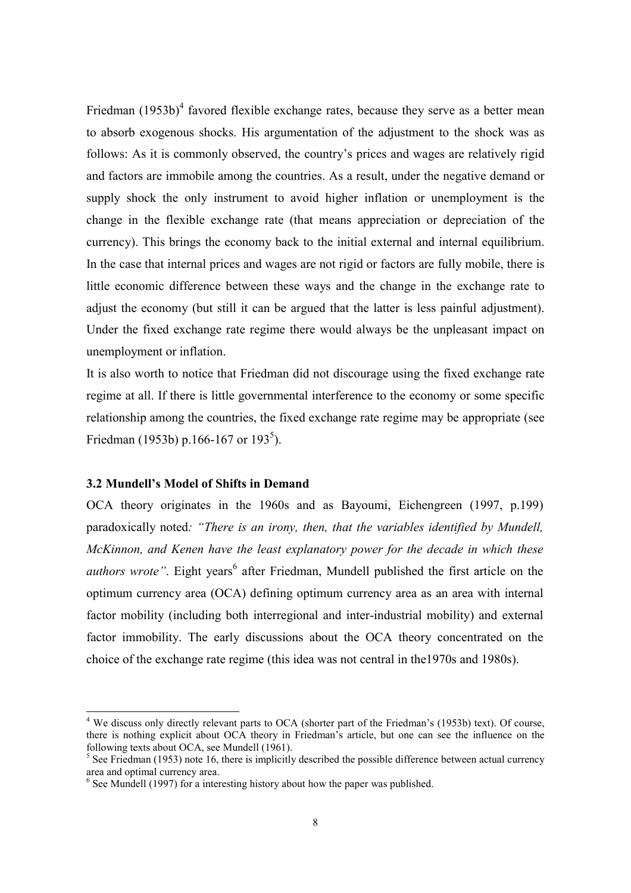Friedman (1953b)[4] favored flexible exchange rates, because they serve as a better mean to absorb exogenous shocks. His argumentation of the adjustment to the shock was as follows: As it is commonly observed, the country's prices and wages are relatively rigid and factors are immobile among the countries. As a result, under the negative demand or supply shock the only instrument to avoid higher inflation or unemployment is the change in the flexible exchange rate (that means appreciation or depreciation of the currency). This brings the economy back to the initial external and internal equilibrium. In the case that internal prices and wages are not rigid or factors are fully mobile, there is little economic difference between these ways and the change in the exchange rate to adjust the economy (but still it can be argued that the latter is less painful adjustment). Under the fixed exchange rate regime there would always be the unpleasant impact on unemployment or inflation.

It is also worth to notice that Friedman did not discourage using the fixed exchange rate regime at all. If there is little governmental interference to the economy or some specific relationship among the countries, the fixed exchange rate regime may be appropriate (see Friedman (1953b) p.166-167 or 193[5]).

### 3.2 Mundell's Model of Shifts in Demand

OCA theory originates in the 1960s and as Bayoumi, Eichengreen (1997, p.199) paradoxically noted*: "There is an irony, then, that the variables identified by Mundell, McKinnon, and Kenen have the least explanatory power for the decade in which these authors wrote"*. Eight years[6] after Friedman, Mundell published the first article on the optimum currency area (OCA) defining optimum currency area as an area with internal factor mobility (including both interregional and inter-industrial mobility) and external factor immobility. The early discussions about the OCA theory concentrated on the choice of the exchange rate regime (this idea was not central in the1970s and 1980s).

---

[4] We discuss only directly relevant parts to OCA (shorter part of the Friedman's (1953b) text). Of course, there is nothing explicit about OCA theory in Friedman's article, but one can see the influence on the following texts about OCA, see Mundell (1961).

[5] See Friedman (1953) note 16, there is implicitly described the possible difference between actual currency area and optimal currency area.

[6] See Mundell (1997) for a interesting history about how the paper was published.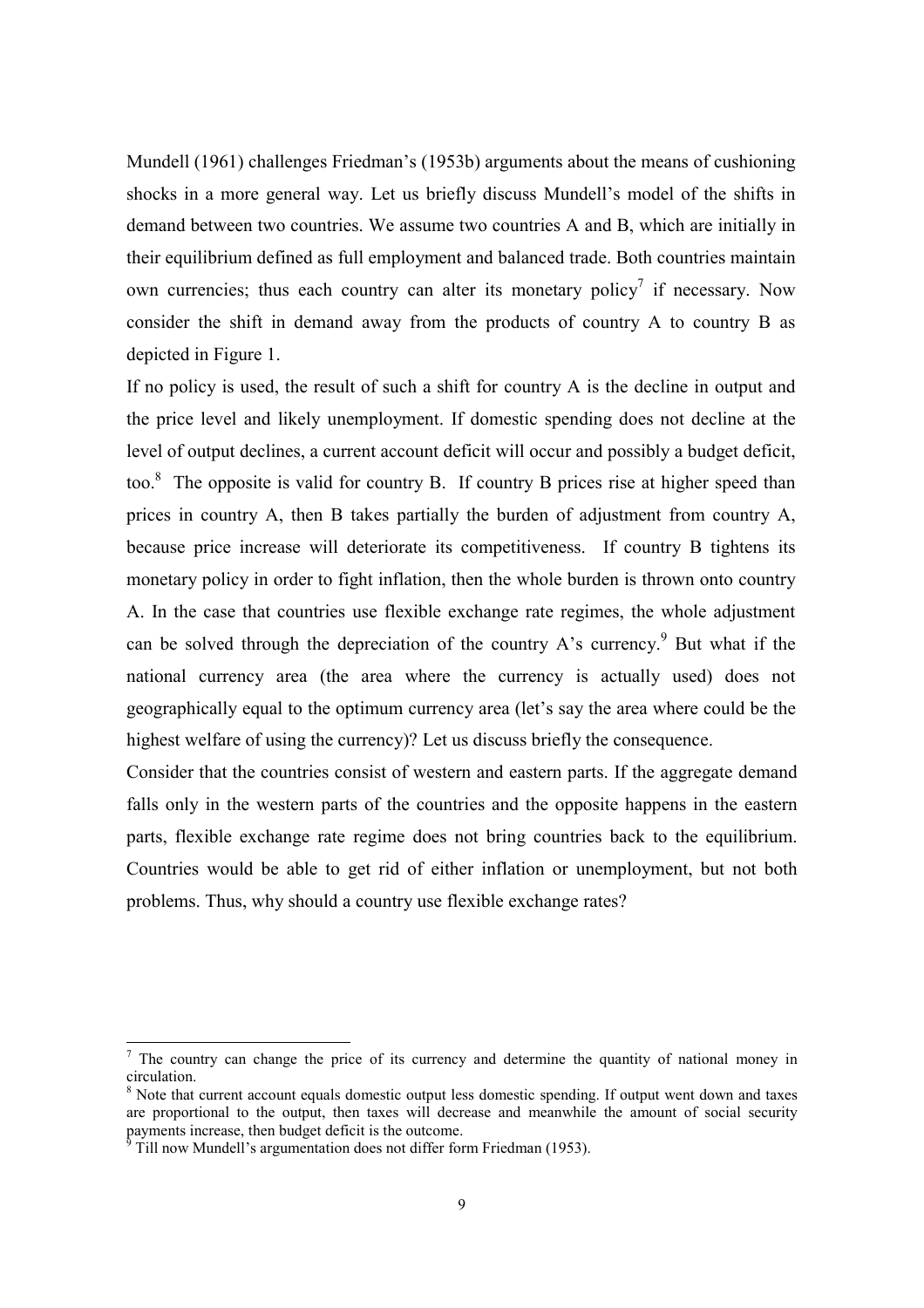Mundell (1961) challenges Friedman's (1953b) arguments about the means of cushioning shocks in a more general way. Let us briefly discuss Mundell's model of the shifts in demand between two countries. We assume two countries A and B, which are initially in their equilibrium defined as full employment and balanced trade. Both countries maintain own currencies; thus each country can alter its monetary policy[7] if necessary. Now consider the shift in demand away from the products of country A to country B as depicted in Figure 1.

If no policy is used, the result of such a shift for country A is the decline in output and the price level and likely unemployment. If domestic spending does not decline at the level of output declines, a current account deficit will occur and possibly a budget deficit, too.[8] The opposite is valid for country B. If country B prices rise at higher speed than prices in country A, then B takes partially the burden of adjustment from country A, because price increase will deteriorate its competitiveness. If country B tightens its monetary policy in order to fight inflation, then the whole burden is thrown onto country A. In the case that countries use flexible exchange rate regimes, the whole adjustment can be solved through the depreciation of the country A's currency.[9] But what if the national currency area (the area where the currency is actually used) does not geographically equal to the optimum currency area (let's say the area where could be the highest welfare of using the currency)? Let us discuss briefly the consequence.

Consider that the countries consist of western and eastern parts. If the aggregate demand falls only in the western parts of the countries and the opposite happens in the eastern parts, flexible exchange rate regime does not bring countries back to the equilibrium. Countries would be able to get rid of either inflation or unemployment, but not both problems. Thus, why should a country use flexible exchange rates?

---

[7] The country can change the price of its currency and determine the quantity of national money in circulation.

[8] Note that current account equals domestic output less domestic spending. If output went down and taxes are proportional to the output, then taxes will decrease and meanwhile the amount of social security payments increase, then budget deficit is the outcome.

[9] Till now Mundell's argumentation does not differ form Friedman (1953).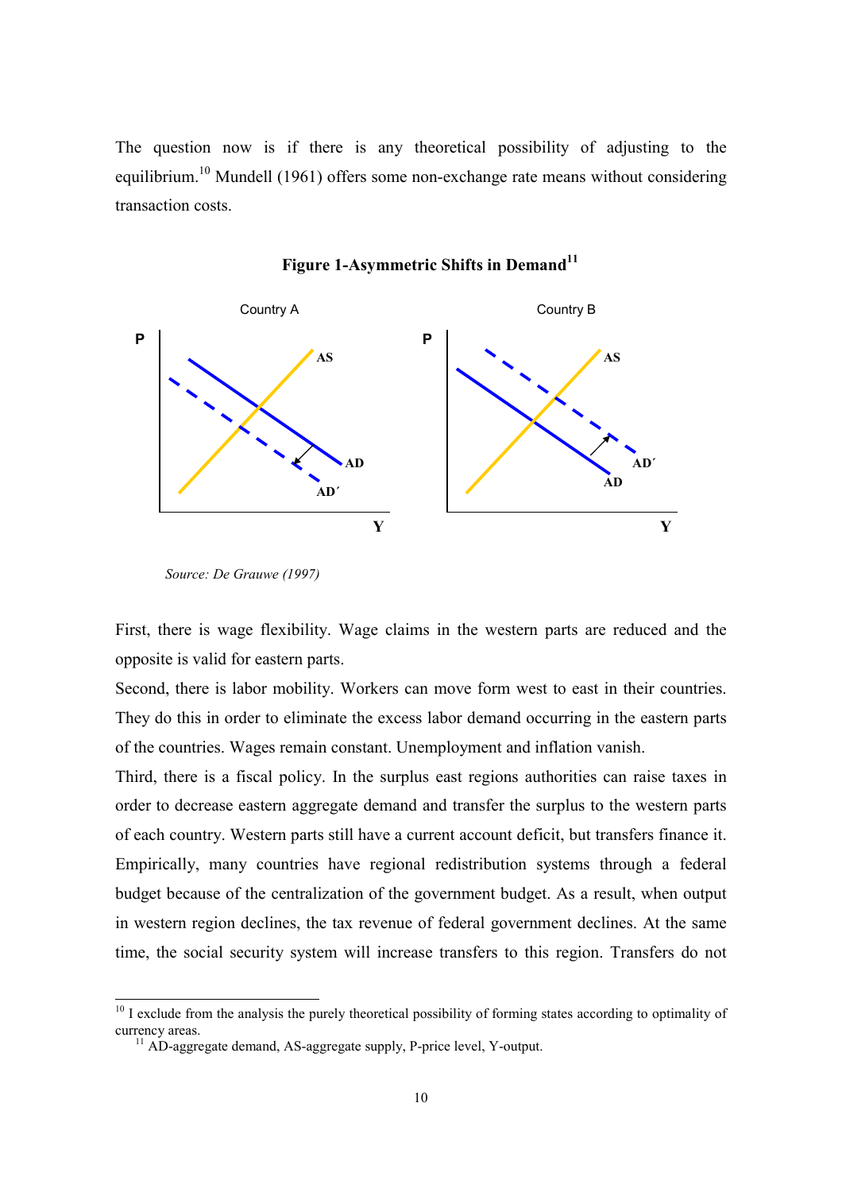The question now is if there is any theoretical possibility of adjusting to the equilibrium.[10] Mundell (1961) offers some non-exchange rate means without considering transaction costs.

**Figure 1-Asymmetric Shifts in Demand[11]**

*Source: De Grauwe (1997)*

First, there is wage flexibility. Wage claims in the western parts are reduced and the opposite is valid for eastern parts.

Second, there is labor mobility. Workers can move form west to east in their countries. They do this in order to eliminate the excess labor demand occurring in the eastern parts of the countries. Wages remain constant. Unemployment and inflation vanish.

Third, there is a fiscal policy. In the surplus east regions authorities can raise taxes in order to decrease eastern aggregate demand and transfer the surplus to the western parts of each country. Western parts still have a current account deficit, but transfers finance it. Empirically, many countries have regional redistribution systems through a federal budget because of the centralization of the government budget. As a result, when output in western region declines, the tax revenue of federal government declines. At the same time, the social security system will increase transfers to this region. Transfers do not

---

[10] I exclude from the analysis the purely theoretical possibility of forming states according to optimality of currency areas.

[11] AD-aggregate demand, AS-aggregate supply, P-price level, Y-output.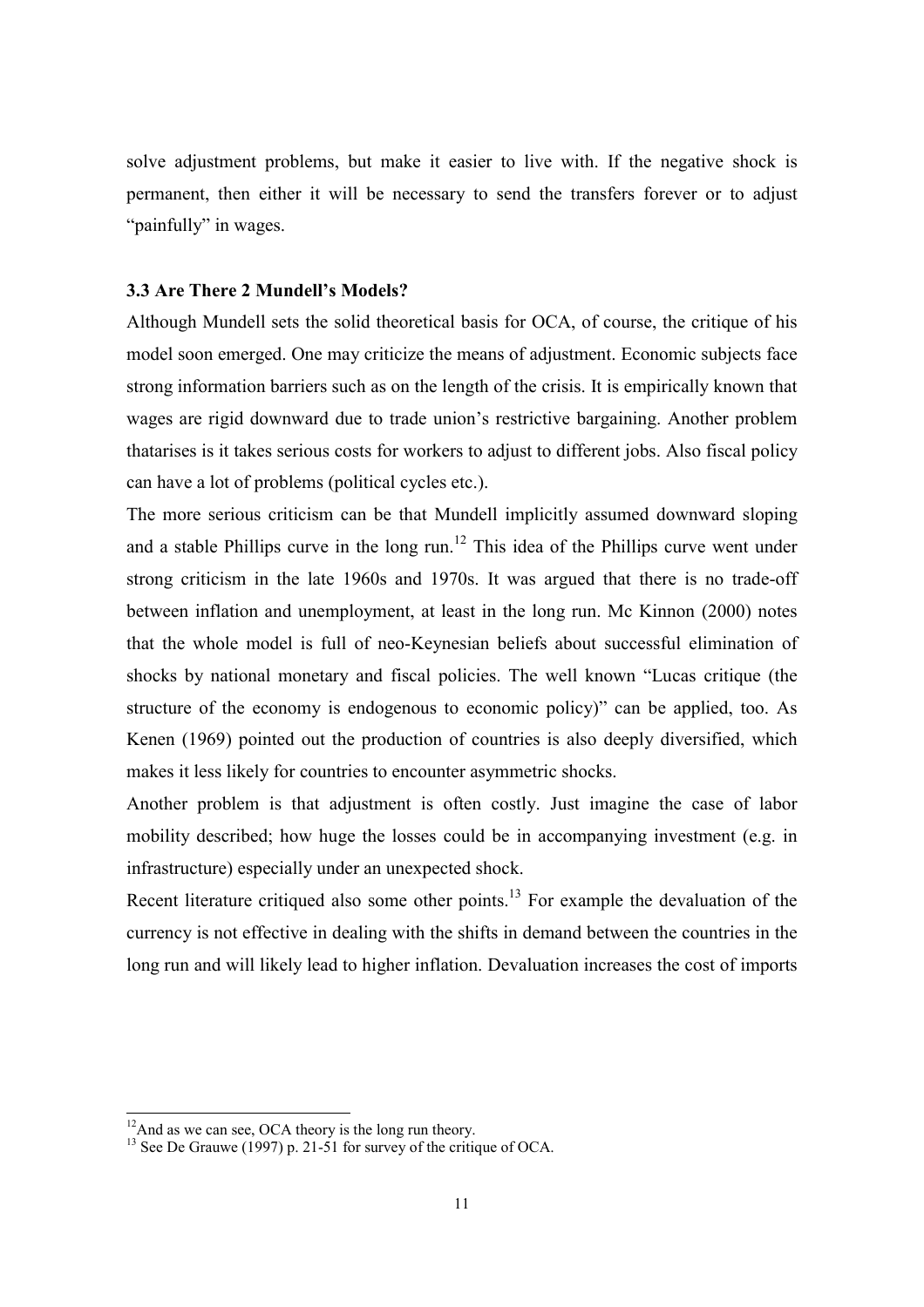solve adjustment problems, but make it easier to live with. If the negative shock is permanent, then either it will be necessary to send the transfers forever or to adjust "painfully" in wages.

### 3.3 Are There 2 Mundell's Models?

Although Mundell sets the solid theoretical basis for OCA, of course, the critique of his model soon emerged. One may criticize the means of adjustment. Economic subjects face strong information barriers such as on the length of the crisis. It is empirically known that wages are rigid downward due to trade union's restrictive bargaining. Another problem thatarises is it takes serious costs for workers to adjust to different jobs. Also fiscal policy can have a lot of problems (political cycles etc.).

The more serious criticism can be that Mundell implicitly assumed downward sloping and a stable Phillips curve in the long run.[12] This idea of the Phillips curve went under strong criticism in the late 1960s and 1970s. It was argued that there is no trade-off between inflation and unemployment, at least in the long run. Mc Kinnon (2000) notes that the whole model is full of neo-Keynesian beliefs about successful elimination of shocks by national monetary and fiscal policies. The well known "Lucas critique (the structure of the economy is endogenous to economic policy)" can be applied, too. As Kenen (1969) pointed out the production of countries is also deeply diversified, which makes it less likely for countries to encounter asymmetric shocks.

Another problem is that adjustment is often costly. Just imagine the case of labor mobility described; how huge the losses could be in accompanying investment (e.g. in infrastructure) especially under an unexpected shock.

Recent literature critiqued also some other points.[13] For example the devaluation of the currency is not effective in dealing with the shifts in demand between the countries in the long run and will likely lead to higher inflation. Devaluation increases the cost of imports

---

[12] And as we can see, OCA theory is the long run theory.

[13] See De Grauwe (1997) p. 21-51 for survey of the critique of OCA.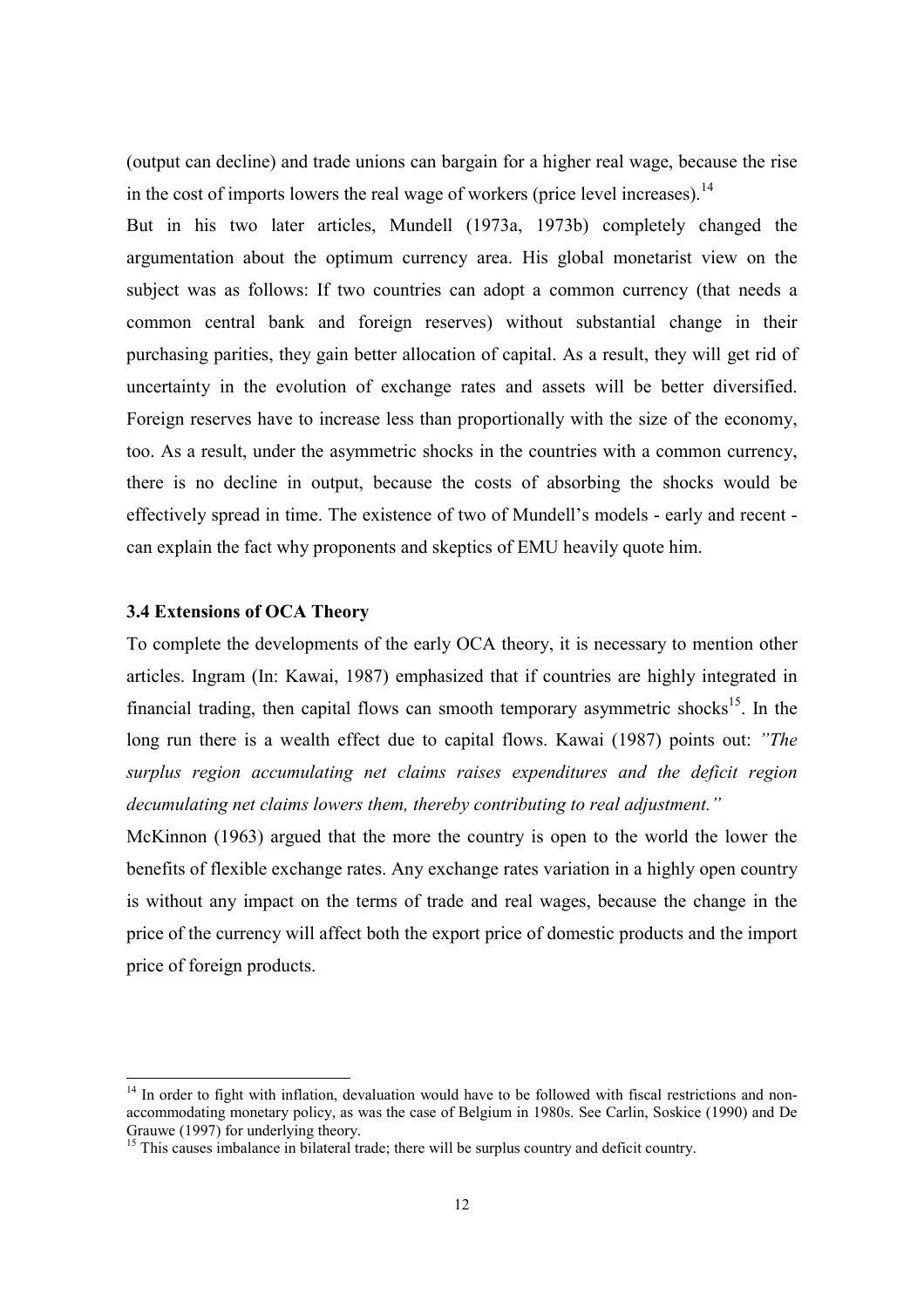(output can decline) and trade unions can bargain for a higher real wage, because the rise in the cost of imports lowers the real wage of workers (price level increases).[14]

But in his two later articles, Mundell (1973a, 1973b) completely changed the argumentation about the optimum currency area. His global monetarist view on the subject was as follows: If two countries can adopt a common currency (that needs a common central bank and foreign reserves) without substantial change in their purchasing parities, they gain better allocation of capital. As a result, they will get rid of uncertainty in the evolution of exchange rates and assets will be better diversified. Foreign reserves have to increase less than proportionally with the size of the economy, too. As a result, under the asymmetric shocks in the countries with a common currency, there is no decline in output, because the costs of absorbing the shocks would be effectively spread in time. The existence of two of Mundell's models - early and recent - can explain the fact why proponents and skeptics of EMU heavily quote him.

### 3.4 Extensions of OCA Theory

To complete the developments of the early OCA theory, it is necessary to mention other articles. Ingram (In: Kawai, 1987) emphasized that if countries are highly integrated in financial trading, then capital flows can smooth temporary asymmetric shocks[15]. In the long run there is a wealth effect due to capital flows. Kawai (1987) points out: *"The surplus region accumulating net claims raises expenditures and the deficit region decumulating net claims lowers them, thereby contributing to real adjustment."*

McKinnon (1963) argued that the more the country is open to the world the lower the benefits of flexible exchange rates. Any exchange rates variation in a highly open country is without any impact on the terms of trade and real wages, because the change in the price of the currency will affect both the export price of domestic products and the import price of foreign products.

---

[14] In order to fight with inflation, devaluation would have to be followed with fiscal restrictions and non-accommodating monetary policy, as was the case of Belgium in 1980s. See Carlin, Soskice (1990) and De Grauwe (1997) for underlying theory.

[15] This causes imbalance in bilateral trade; there will be surplus country and deficit country.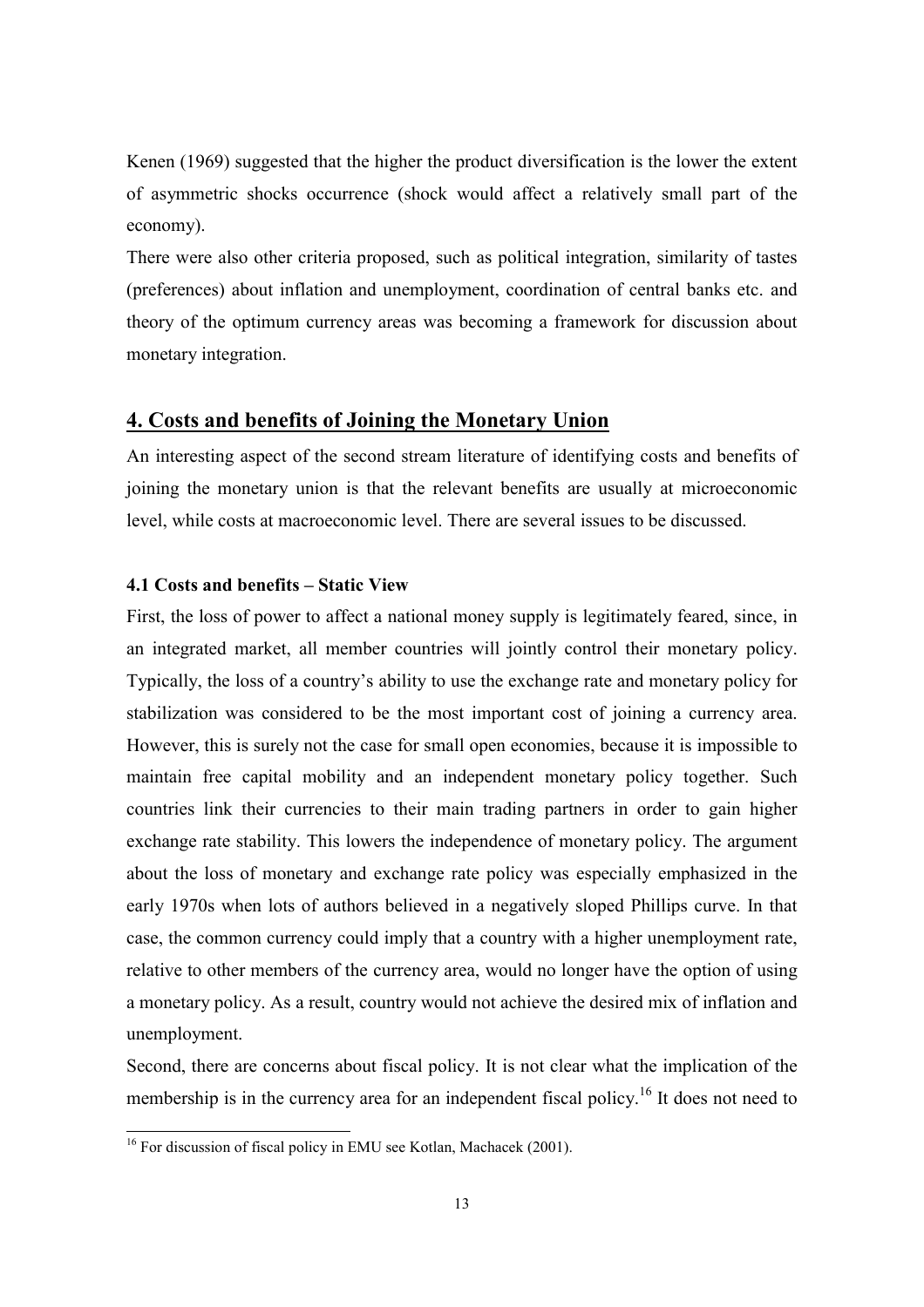Kenen (1969) suggested that the higher the product diversification is the lower the extent of asymmetric shocks occurrence (shock would affect a relatively small part of the economy).

There were also other criteria proposed, such as political integration, similarity of tastes (preferences) about inflation and unemployment, coordination of central banks etc. and theory of the optimum currency areas was becoming a framework for discussion about monetary integration.

## 4. Costs and benefits of Joining the Monetary Union

An interesting aspect of the second stream literature of identifying costs and benefits of joining the monetary union is that the relevant benefits are usually at microeconomic level, while costs at macroeconomic level. There are several issues to be discussed.

### 4.1 Costs and benefits – Static View

First, the loss of power to affect a national money supply is legitimately feared, since, in an integrated market, all member countries will jointly control their monetary policy. Typically, the loss of a country's ability to use the exchange rate and monetary policy for stabilization was considered to be the most important cost of joining a currency area. However, this is surely not the case for small open economies, because it is impossible to maintain free capital mobility and an independent monetary policy together. Such countries link their currencies to their main trading partners in order to gain higher exchange rate stability. This lowers the independence of monetary policy. The argument about the loss of monetary and exchange rate policy was especially emphasized in the early 1970s when lots of authors believed in a negatively sloped Phillips curve. In that case, the common currency could imply that a country with a higher unemployment rate, relative to other members of the currency area, would no longer have the option of using a monetary policy. As a result, country would not achieve the desired mix of inflation and unemployment.

Second, there are concerns about fiscal policy. It is not clear what the implication of the membership is in the currency area for an independent fiscal policy.[16] It does not need to

[16] For discussion of fiscal policy in EMU see Kotlan, Machacek (2001).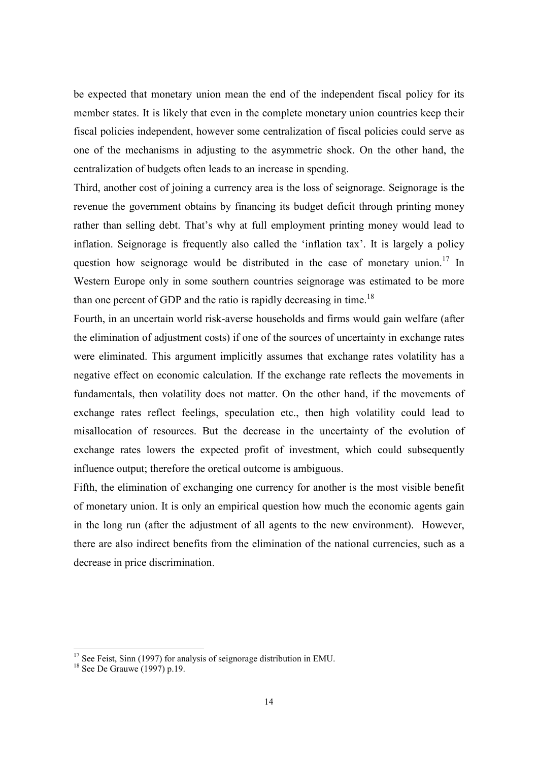be expected that monetary union mean the end of the independent fiscal policy for its member states. It is likely that even in the complete monetary union countries keep their fiscal policies independent, however some centralization of fiscal policies could serve as one of the mechanisms in adjusting to the asymmetric shock. On the other hand, the centralization of budgets often leads to an increase in spending.

Third, another cost of joining a currency area is the loss of seignorage. Seignorage is the revenue the government obtains by financing its budget deficit through printing money rather than selling debt. That's why at full employment printing money would lead to inflation. Seignorage is frequently also called the 'inflation tax'. It is largely a policy question how seignorage would be distributed in the case of monetary union.[17] In Western Europe only in some southern countries seignorage was estimated to be more than one percent of GDP and the ratio is rapidly decreasing in time.[18]

Fourth, in an uncertain world risk-averse households and firms would gain welfare (after the elimination of adjustment costs) if one of the sources of uncertainty in exchange rates were eliminated. This argument implicitly assumes that exchange rates volatility has a negative effect on economic calculation. If the exchange rate reflects the movements in fundamentals, then volatility does not matter. On the other hand, if the movements of exchange rates reflect feelings, speculation etc., then high volatility could lead to misallocation of resources. But the decrease in the uncertainty of the evolution of exchange rates lowers the expected profit of investment, which could subsequently influence output; therefore the oretical outcome is ambiguous.

Fifth, the elimination of exchanging one currency for another is the most visible benefit of monetary union. It is only an empirical question how much the economic agents gain in the long run (after the adjustment of all agents to the new environment). However, there are also indirect benefits from the elimination of the national currencies, such as a decrease in price discrimination.

[17] See Feist, Sinn (1997) for analysis of seignorage distribution in EMU.

[18] See De Grauwe (1997) p.19.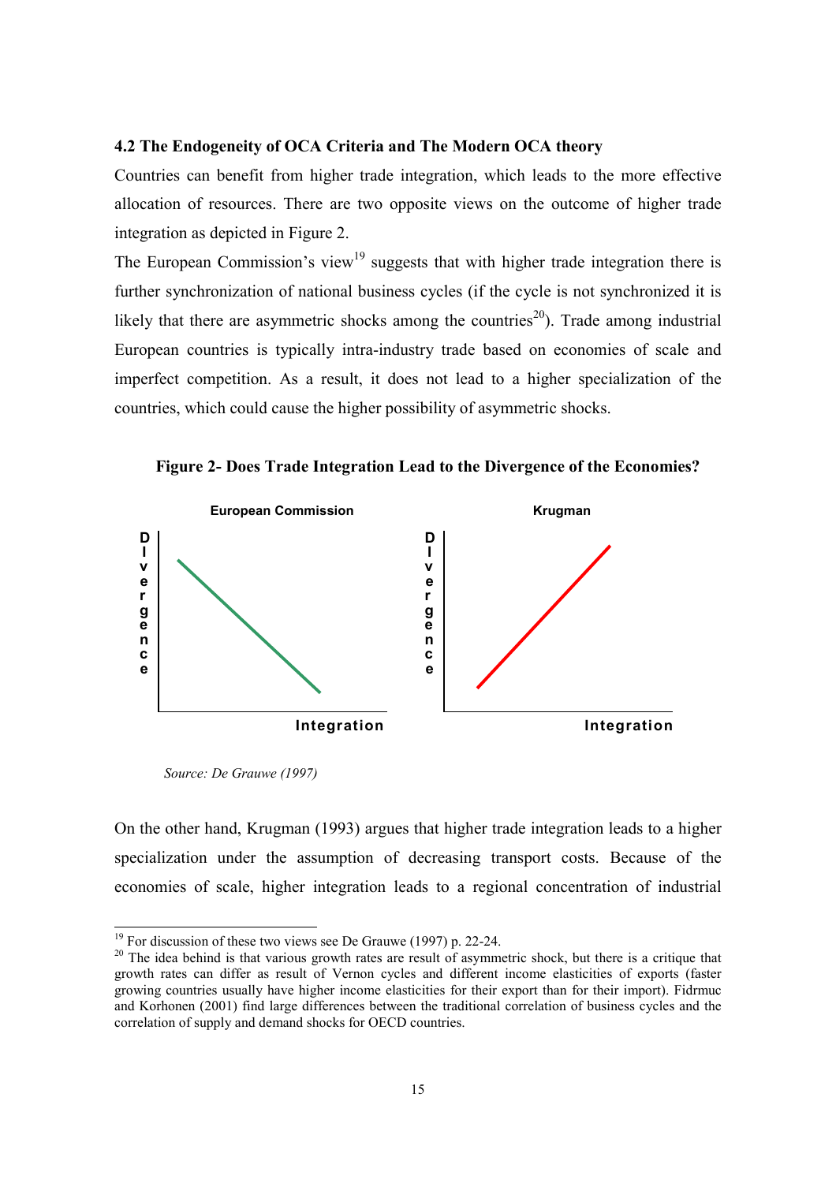### 4.2 The Endogeneity of OCA Criteria and The Modern OCA theory

Countries can benefit from higher trade integration, which leads to the more effective allocation of resources. There are two opposite views on the outcome of higher trade integration as depicted in Figure 2.

The European Commission's view[19] suggests that with higher trade integration there is further synchronization of national business cycles (if the cycle is not synchronized it is likely that there are asymmetric shocks among the countries[20]). Trade among industrial European countries is typically intra-industry trade based on economies of scale and imperfect competition. As a result, it does not lead to a higher specialization of the countries, which could cause the higher possibility of asymmetric shocks.

**Figure 2- Does Trade Integration Lead to the Divergence of the Economies?**

*Source: De Grauwe (1997)*

On the other hand, Krugman (1993) argues that higher trade integration leads to a higher specialization under the assumption of decreasing transport costs. Because of the economies of scale, higher integration leads to a regional concentration of industrial

---

[19] For discussion of these two views see De Grauwe (1997) p. 22-24.

[20] The idea behind is that various growth rates are result of asymmetric shock, but there is a critique that growth rates can differ as result of Vernon cycles and different income elasticities of exports (faster growing countries usually have higher income elasticities for their export than for their import). Fidrmuc and Korhonen (2001) find large differences between the traditional correlation of business cycles and the correlation of supply and demand shocks for OECD countries.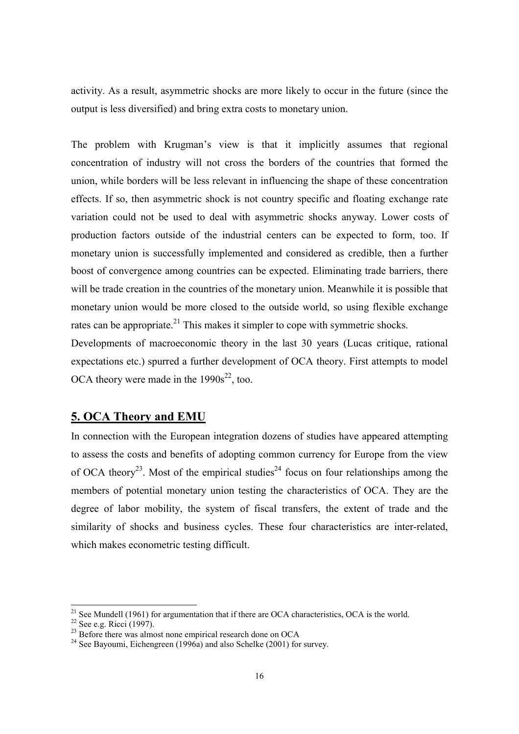activity. As a result, asymmetric shocks are more likely to occur in the future (since the output is less diversified) and bring extra costs to monetary union.

The problem with Krugman's view is that it implicitly assumes that regional concentration of industry will not cross the borders of the countries that formed the union, while borders will be less relevant in influencing the shape of these concentration effects. If so, then asymmetric shock is not country specific and floating exchange rate variation could not be used to deal with asymmetric shocks anyway. Lower costs of production factors outside of the industrial centers can be expected to form, too. If monetary union is successfully implemented and considered as credible, then a further boost of convergence among countries can be expected. Eliminating trade barriers, there will be trade creation in the countries of the monetary union. Meanwhile it is possible that monetary union would be more closed to the outside world, so using flexible exchange rates can be appropriate.[21] This makes it simpler to cope with symmetric shocks.
Developments of macroeconomic theory in the last 30 years (Lucas critique, rational expectations etc.) spurred a further development of OCA theory. First attempts to model OCA theory were made in the 1990s[22], too.

## 5. OCA Theory and EMU

In connection with the European integration dozens of studies have appeared attempting to assess the costs and benefits of adopting common currency for Europe from the view of OCA theory[23]. Most of the empirical studies[24] focus on four relationships among the members of potential monetary union testing the characteristics of OCA. They are the degree of labor mobility, the system of fiscal transfers, the extent of trade and the similarity of shocks and business cycles. These four characteristics are inter-related, which makes econometric testing difficult.

---

[21] See Mundell (1961) for argumentation that if there are OCA characteristics, OCA is the world.
[22] See e.g. Ricci (1997).
[23] Before there was almost none empirical research done on OCA
[24] See Bayoumi, Eichengreen (1996a) and also Schelke (2001) for survey.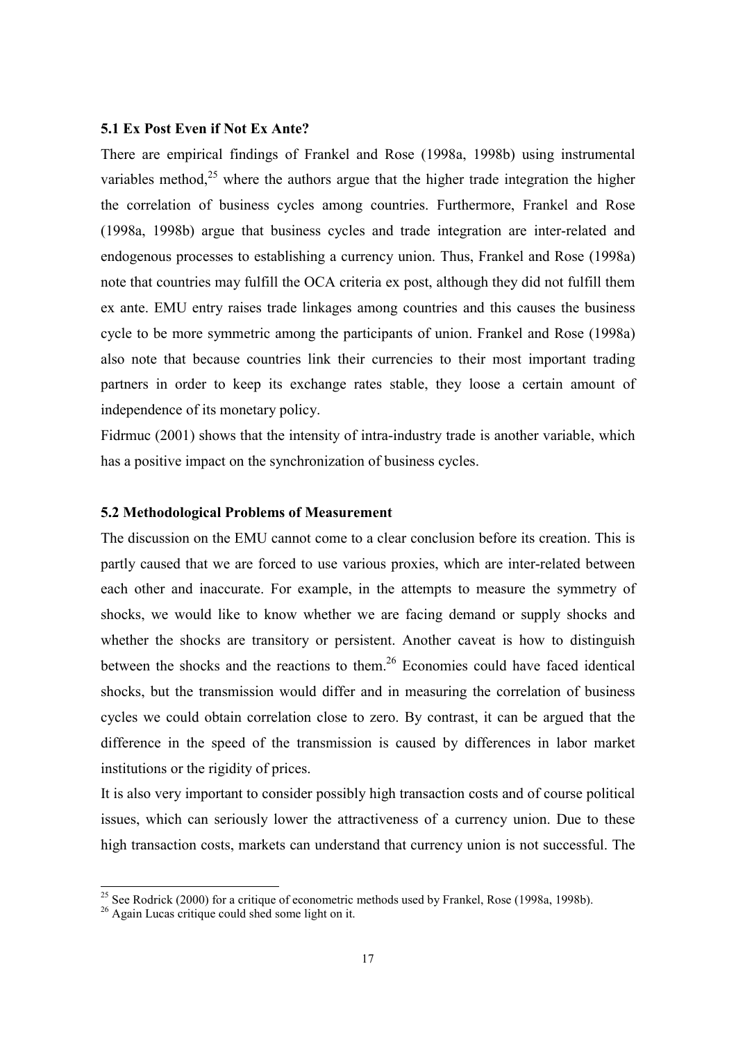### 5.1 Ex Post Even if Not Ex Ante?

There are empirical findings of Frankel and Rose (1998a, 1998b) using instrumental variables method,[25] where the authors argue that the higher trade integration the higher the correlation of business cycles among countries. Furthermore, Frankel and Rose (1998a, 1998b) argue that business cycles and trade integration are inter-related and endogenous processes to establishing a currency union. Thus, Frankel and Rose (1998a) note that countries may fulfill the OCA criteria ex post, although they did not fulfill them ex ante. EMU entry raises trade linkages among countries and this causes the business cycle to be more symmetric among the participants of union. Frankel and Rose (1998a) also note that because countries link their currencies to their most important trading partners in order to keep its exchange rates stable, they loose a certain amount of independence of its monetary policy.

Fidrmuc (2001) shows that the intensity of intra-industry trade is another variable, which has a positive impact on the synchronization of business cycles.

### 5.2 Methodological Problems of Measurement

The discussion on the EMU cannot come to a clear conclusion before its creation. This is partly caused that we are forced to use various proxies, which are inter-related between each other and inaccurate. For example, in the attempts to measure the symmetry of shocks, we would like to know whether we are facing demand or supply shocks and whether the shocks are transitory or persistent. Another caveat is how to distinguish between the shocks and the reactions to them.[26] Economies could have faced identical shocks, but the transmission would differ and in measuring the correlation of business cycles we could obtain correlation close to zero. By contrast, it can be argued that the difference in the speed of the transmission is caused by differences in labor market institutions or the rigidity of prices.

It is also very important to consider possibly high transaction costs and of course political issues, which can seriously lower the attractiveness of a currency union. Due to these high transaction costs, markets can understand that currency union is not successful. The

[25] See Rodrick (2000) for a critique of econometric methods used by Frankel, Rose (1998a, 1998b).

[26] Again Lucas critique could shed some light on it.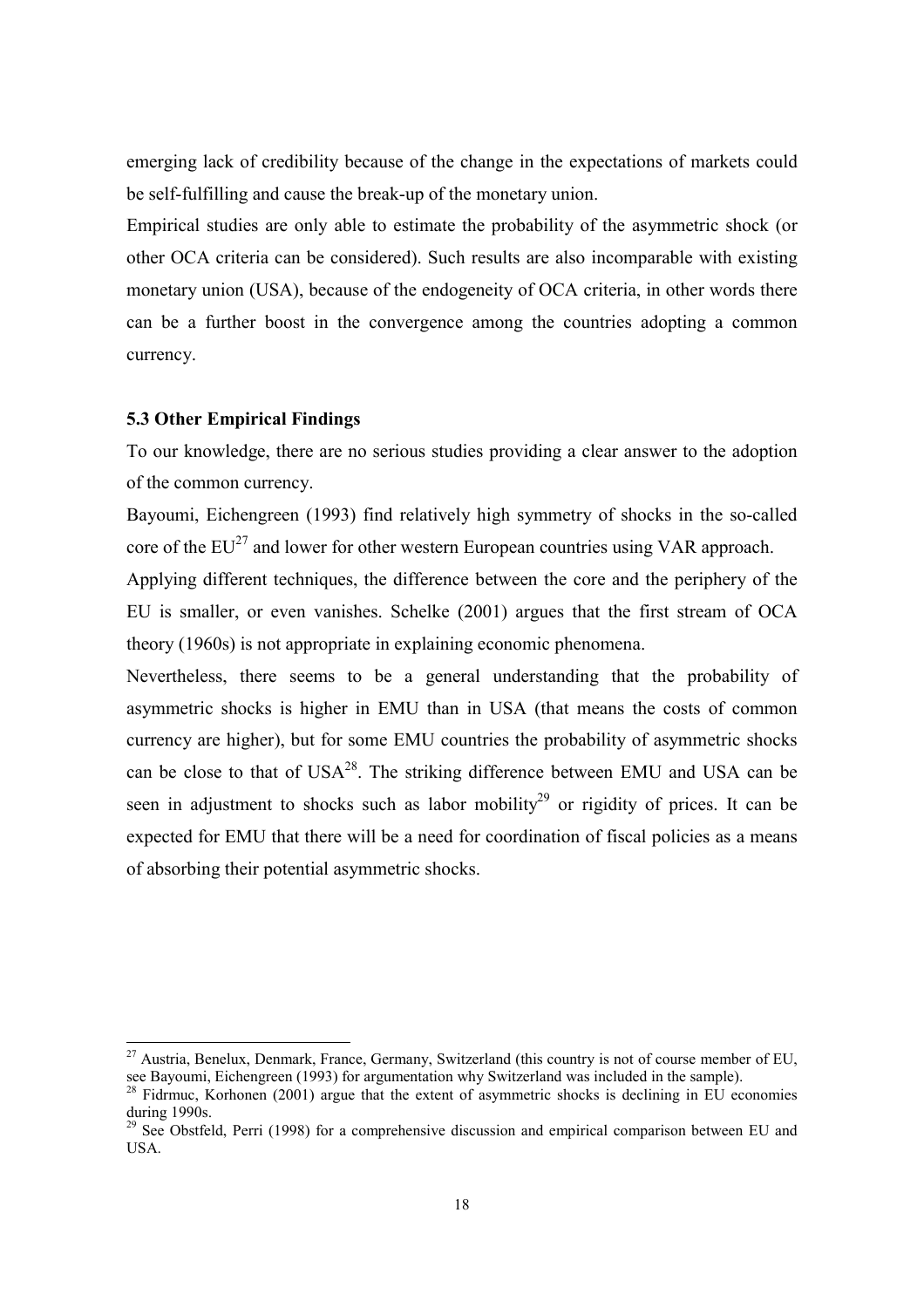emerging lack of credibility because of the change in the expectations of markets could be self-fulfilling and cause the break-up of the monetary union.

Empirical studies are only able to estimate the probability of the asymmetric shock (or other OCA criteria can be considered). Such results are also incomparable with existing monetary union (USA), because of the endogeneity of OCA criteria, in other words there can be a further boost in the convergence among the countries adopting a common currency.

### 5.3 Other Empirical Findings

To our knowledge, there are no serious studies providing a clear answer to the adoption of the common currency.

Bayoumi, Eichengreen (1993) find relatively high symmetry of shocks in the so-called core of the EU[27] and lower for other western European countries using VAR approach.

Applying different techniques, the difference between the core and the periphery of the EU is smaller, or even vanishes. Schelke (2001) argues that the first stream of OCA theory (1960s) is not appropriate in explaining economic phenomena.

Nevertheless, there seems to be a general understanding that the probability of asymmetric shocks is higher in EMU than in USA (that means the costs of common currency are higher), but for some EMU countries the probability of asymmetric shocks can be close to that of USA[28]. The striking difference between EMU and USA can be seen in adjustment to shocks such as labor mobility[29] or rigidity of prices. It can be expected for EMU that there will be a need for coordination of fiscal policies as a means of absorbing their potential asymmetric shocks.

---

[27] Austria, Benelux, Denmark, France, Germany, Switzerland (this country is not of course member of EU, see Bayoumi, Eichengreen (1993) for argumentation why Switzerland was included in the sample).

[28] Fidrmuc, Korhonen (2001) argue that the extent of asymmetric shocks is declining in EU economies during 1990s.

[29] See Obstfeld, Perri (1998) for a comprehensive discussion and empirical comparison between EU and USA.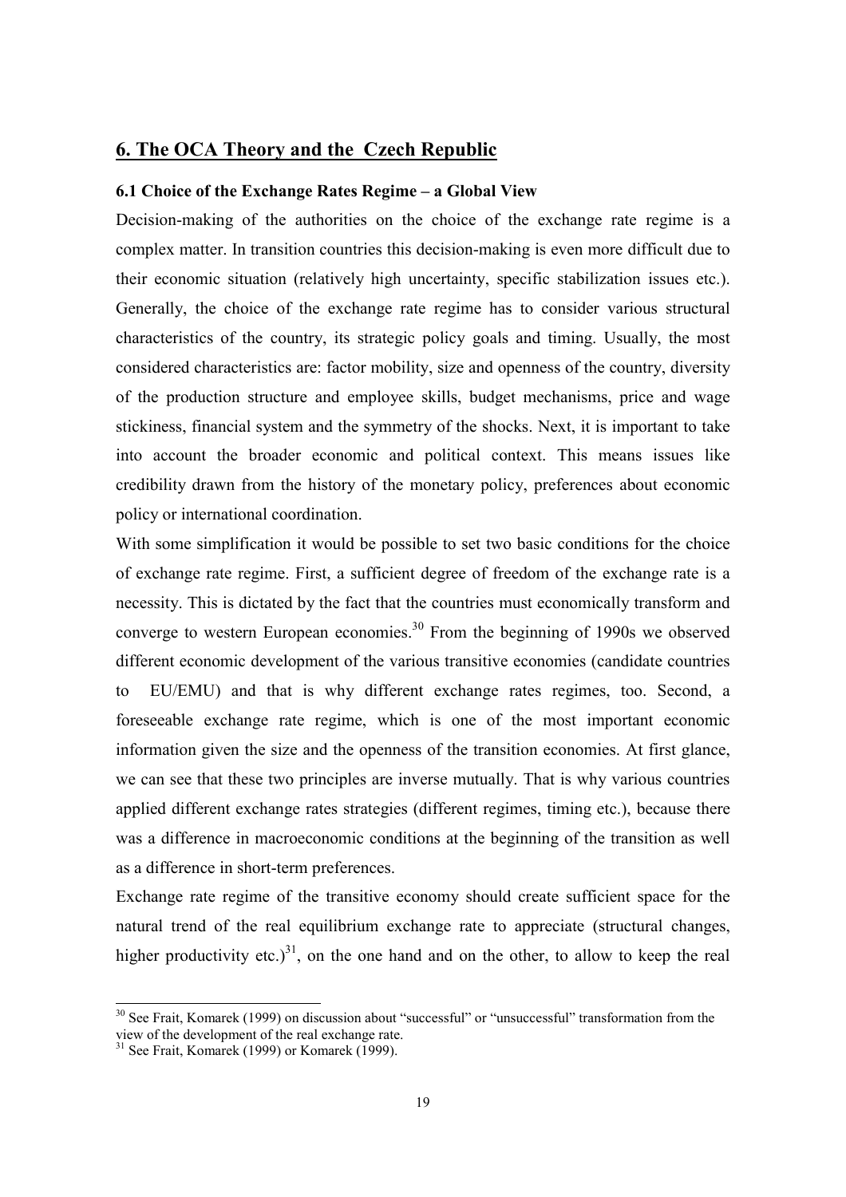## 6. The OCA Theory and the Czech Republic

### 6.1 Choice of the Exchange Rates Regime – a Global View

Decision-making of the authorities on the choice of the exchange rate regime is a complex matter. In transition countries this decision-making is even more difficult due to their economic situation (relatively high uncertainty, specific stabilization issues etc.). Generally, the choice of the exchange rate regime has to consider various structural characteristics of the country, its strategic policy goals and timing. Usually, the most considered characteristics are: factor mobility, size and openness of the country, diversity of the production structure and employee skills, budget mechanisms, price and wage stickiness, financial system and the symmetry of the shocks. Next, it is important to take into account the broader economic and political context. This means issues like credibility drawn from the history of the monetary policy, preferences about economic policy or international coordination.

With some simplification it would be possible to set two basic conditions for the choice of exchange rate regime. First, a sufficient degree of freedom of the exchange rate is a necessity. This is dictated by the fact that the countries must economically transform and converge to western European economies.[30] From the beginning of 1990s we observed different economic development of the various transitive economies (candidate countries to EU/EMU) and that is why different exchange rates regimes, too. Second, a foreseeable exchange rate regime, which is one of the most important economic information given the size and the openness of the transition economies. At first glance, we can see that these two principles are inverse mutually. That is why various countries applied different exchange rates strategies (different regimes, timing etc.), because there was a difference in macroeconomic conditions at the beginning of the transition as well as a difference in short-term preferences.

Exchange rate regime of the transitive economy should create sufficient space for the natural trend of the real equilibrium exchange rate to appreciate (structural changes, higher productivity etc.)[31], on the one hand and on the other, to allow to keep the real

---

[30] See Frait, Komarek (1999) on discussion about "successful" or "unsuccessful" transformation from the view of the development of the real exchange rate.

[31] See Frait, Komarek (1999) or Komarek (1999).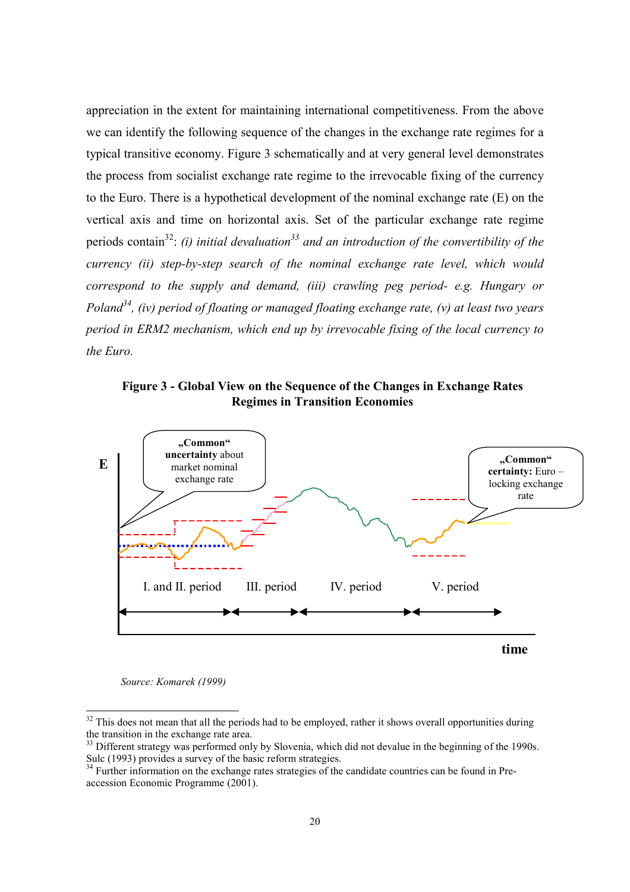appreciation in the extent for maintaining international competitiveness. From the above we can identify the following sequence of the changes in the exchange rate regimes for a typical transitive economy. Figure 3 schematically and at very general level demonstrates the process from socialist exchange rate regime to the irrevocable fixing of the currency to the Euro. There is a hypothetical development of the nominal exchange rate (E) on the vertical axis and time on horizontal axis. Set of the particular exchange rate regime periods contain[32]: *(i) initial devaluation[33] and an introduction of the convertibility of the currency (ii) step-by-step search of the nominal exchange rate level, which would correspond to the supply and demand, (iii) crawling peg period- e.g. Hungary or Poland[34], (iv) period of floating or managed floating exchange rate, (v) at least two years period in ERM2 mechanism, which end up by irrevocable fixing of the local currency to the Euro.*

**Figure 3 - Global View on the Sequence of the Changes in Exchange Rates Regimes in Transition Economies**

E

„Common" **uncertainty** about market nominal exchange rate

„Common" **certainty:** Euro – locking exchange rate

I. and II. period | III. period | IV. period | V. period

time

*Source: Komarek (1999)*

---

[32] This does not mean that all the periods had to be employed, rather it shows overall opportunities during the transition in the exchange rate area.

[33] Different strategy was performed only by Slovenia, which did not devalue in the beginning of the 1990s. Sulc (1993) provides a survey of the basic reform strategies.

[34] Further information on the exchange rates strategies of the candidate countries can be found in Pre-accession Economic Programme (2001).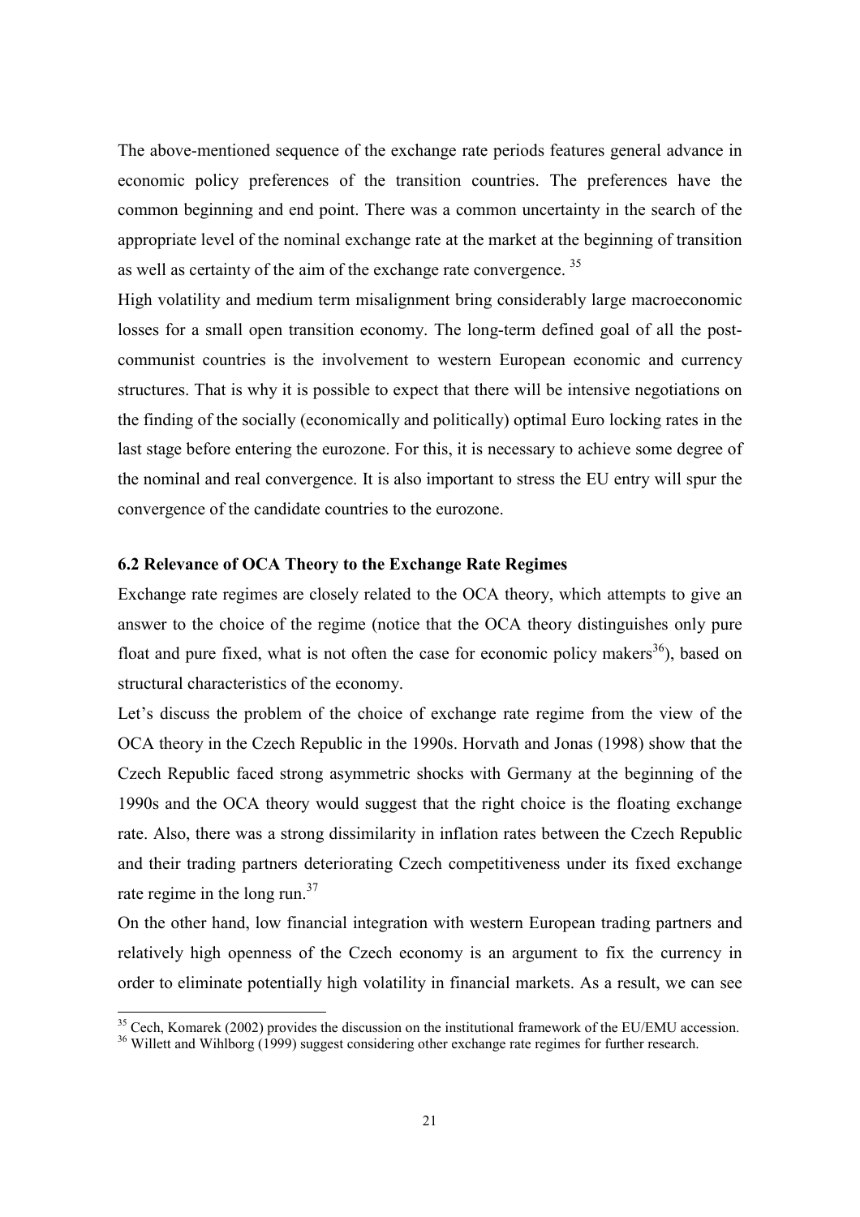The above-mentioned sequence of the exchange rate periods features general advance in economic policy preferences of the transition countries. The preferences have the common beginning and end point. There was a common uncertainty in the search of the appropriate level of the nominal exchange rate at the market at the beginning of transition as well as certainty of the aim of the exchange rate convergence. [35]

High volatility and medium term misalignment bring considerably large macroeconomic losses for a small open transition economy. The long-term defined goal of all the post-communist countries is the involvement to western European economic and currency structures. That is why it is possible to expect that there will be intensive negotiations on the finding of the socially (economically and politically) optimal Euro locking rates in the last stage before entering the eurozone. For this, it is necessary to achieve some degree of the nominal and real convergence. It is also important to stress the EU entry will spur the convergence of the candidate countries to the eurozone.

### 6.2 Relevance of OCA Theory to the Exchange Rate Regimes

Exchange rate regimes are closely related to the OCA theory, which attempts to give an answer to the choice of the regime (notice that the OCA theory distinguishes only pure float and pure fixed, what is not often the case for economic policy makers[36]), based on structural characteristics of the economy.

Let's discuss the problem of the choice of exchange rate regime from the view of the OCA theory in the Czech Republic in the 1990s. Horvath and Jonas (1998) show that the Czech Republic faced strong asymmetric shocks with Germany at the beginning of the 1990s and the OCA theory would suggest that the right choice is the floating exchange rate. Also, there was a strong dissimilarity in inflation rates between the Czech Republic and their trading partners deteriorating Czech competitiveness under its fixed exchange rate regime in the long run.[37]

On the other hand, low financial integration with western European trading partners and relatively high openness of the Czech economy is an argument to fix the currency in order to eliminate potentially high volatility in financial markets. As a result, we can see

---

[35] Cech, Komarek (2002) provides the discussion on the institutional framework of the EU/EMU accession.

[36] Willett and Wihlborg (1999) suggest considering other exchange rate regimes for further research.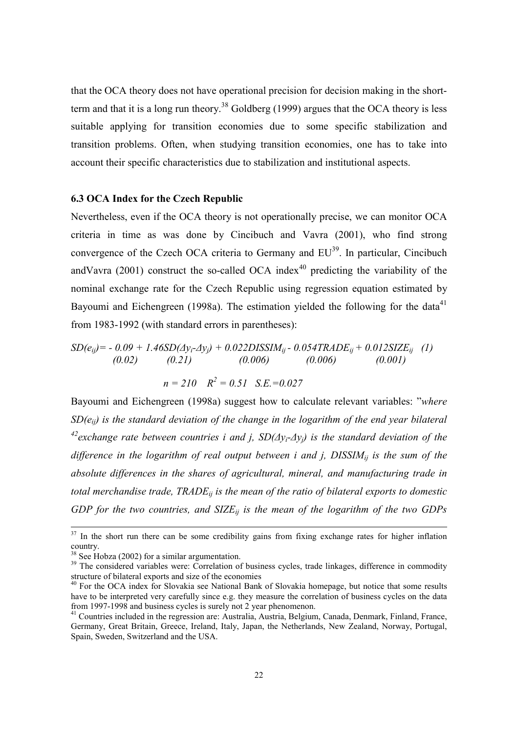that the OCA theory does not have operational precision for decision making in the short-term and that it is a long run theory.[38] Goldberg (1999) argues that the OCA theory is less suitable applying for transition economies due to some specific stabilization and transition problems. Often, when studying transition economies, one has to take into account their specific characteristics due to stabilization and institutional aspects.

### 6.3 OCA Index for the Czech Republic

Nevertheless, even if the OCA theory is not operationally precise, we can monitor OCA criteria in time as was done by Cincibuch and Vavra (2001), who find strong convergence of the Czech OCA criteria to Germany and EU[39]. In particular, Cincibuch andVavra (2001) construct the so-called OCA index[40] predicting the variability of the nominal exchange rate for the Czech Republic using regression equation estimated by Bayoumi and Eichengreen (1998a). The estimation yielded the following for the data[41] from 1983-1992 (with standard errors in parentheses):

$$SD(e_{ij}) = \underset{(0.02)}{-0.09} + \underset{(0.21)}{1.46}SD(\Delta y_i - \Delta y_j) + \underset{(0.006)}{0.022}DISSIM_{ij} - \underset{(0.006)}{0.054}TRADE_{ij} + \underset{(0.001)}{0.012}SIZE_{ij} \quad (1)$$

$$n = 210 \quad R^2 = 0.51 \quad S.E. = 0.027$$

Bayoumi and Eichengreen (1998a) suggest how to calculate relevant variables: "*where $SD(e_{ij})$ is the standard deviation of the change in the logarithm of the end year bilateral* [42]*exchange rate between countries i and j, $SD(\Delta y_i - \Delta y_j)$ is the standard deviation of the difference in the logarithm of real output between i and j, $DISSIM_{ij}$ is the sum of the absolute differences in the shares of agricultural, mineral, and manufacturing trade in total merchandise trade, $TRADE_{ij}$ is the mean of the ratio of bilateral exports to domestic GDP for the two countries, and $SIZE_{ij}$ is the mean of the logarithm of the two GDPs*

---

[37] In the short run there can be some credibility gains from fixing exchange rates for higher inflation country.

[38] See Hobza (2002) for a similar argumentation.

[39] The considered variables were: Correlation of business cycles, trade linkages, difference in commodity structure of bilateral exports and size of the economies

[40] For the OCA index for Slovakia see National Bank of Slovakia homepage, but notice that some results have to be interpreted very carefully since e.g. they measure the correlation of business cycles on the data from 1997-1998 and business cycles is surely not 2 year phenomenon.

[41] Countries included in the regression are: Australia, Austria, Belgium, Canada, Denmark, Finland, France, Germany, Great Britain, Greece, Ireland, Italy, Japan, the Netherlands, New Zealand, Norway, Portugal, Spain, Sweden, Switzerland and the USA.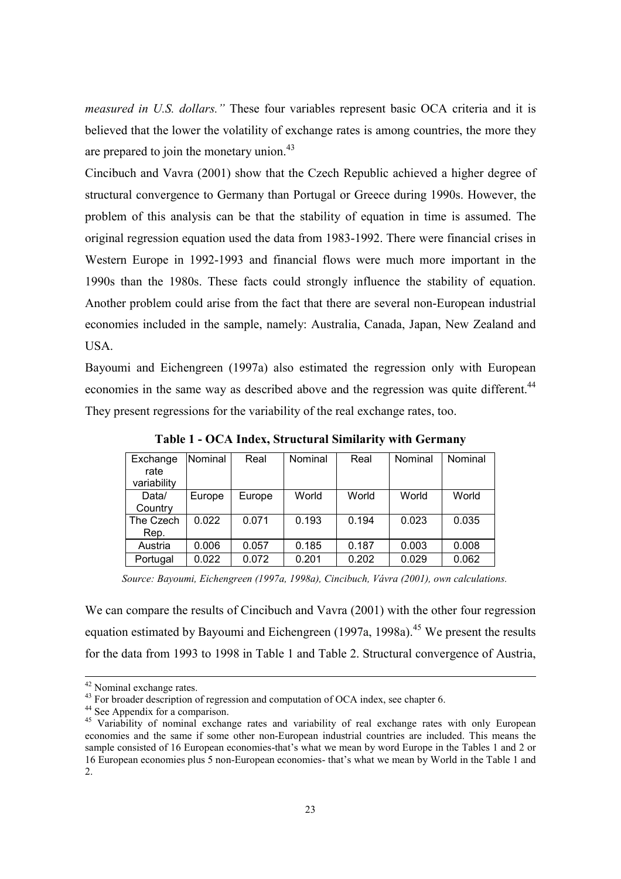*measured in U.S. dollars."* These four variables represent basic OCA criteria and it is believed that the lower the volatility of exchange rates is among countries, the more they are prepared to join the monetary union.[43]

Cincibuch and Vavra (2001) show that the Czech Republic achieved a higher degree of structural convergence to Germany than Portugal or Greece during 1990s. However, the problem of this analysis can be that the stability of equation in time is assumed. The original regression equation used the data from 1983-1992. There were financial crises in Western Europe in 1992-1993 and financial flows were much more important in the 1990s than the 1980s. These facts could strongly influence the stability of equation. Another problem could arise from the fact that there are several non-European industrial economies included in the sample, namely: Australia, Canada, Japan, New Zealand and USA.

Bayoumi and Eichengreen (1997a) also estimated the regression only with European economies in the same way as described above and the regression was quite different.[44] They present regressions for the variability of the real exchange rates, too.

**Table 1 - OCA Index, Structural Similarity with Germany**

| Exchange rate variability | Nominal | Real | Nominal | Real | Nominal | Nominal |
|---|---|---|---|---|---|---|
| Data/ Country | Europe | Europe | World | World | World | World |
| The Czech Rep. | 0.022 | 0.071 | 0.193 | 0.194 | 0.023 | 0.035 |
| Austria | 0.006 | 0.057 | 0.185 | 0.187 | 0.003 | 0.008 |
| Portugal | 0.022 | 0.072 | 0.201 | 0.202 | 0.029 | 0.062 |

*Source: Bayoumi, Eichengreen (1997a, 1998a), Cincibuch, Vávra (2001), own calculations.*

We can compare the results of Cincibuch and Vavra (2001) with the other four regression equation estimated by Bayoumi and Eichengreen (1997a, 1998a).[45] We present the results for the data from 1993 to 1998 in Table 1 and Table 2. Structural convergence of Austria,

---

[42] Nominal exchange rates.

[43] For broader description of regression and computation of OCA index, see chapter 6.

[44] See Appendix for a comparison.

[45] Variability of nominal exchange rates and variability of real exchange rates with only European economies and the same if some other non-European industrial countries are included. This means the sample consisted of 16 European economies-that's what we mean by word Europe in the Tables 1 and 2 or 16 European economies plus 5 non-European economies- that's what we mean by World in the Table 1 and 2.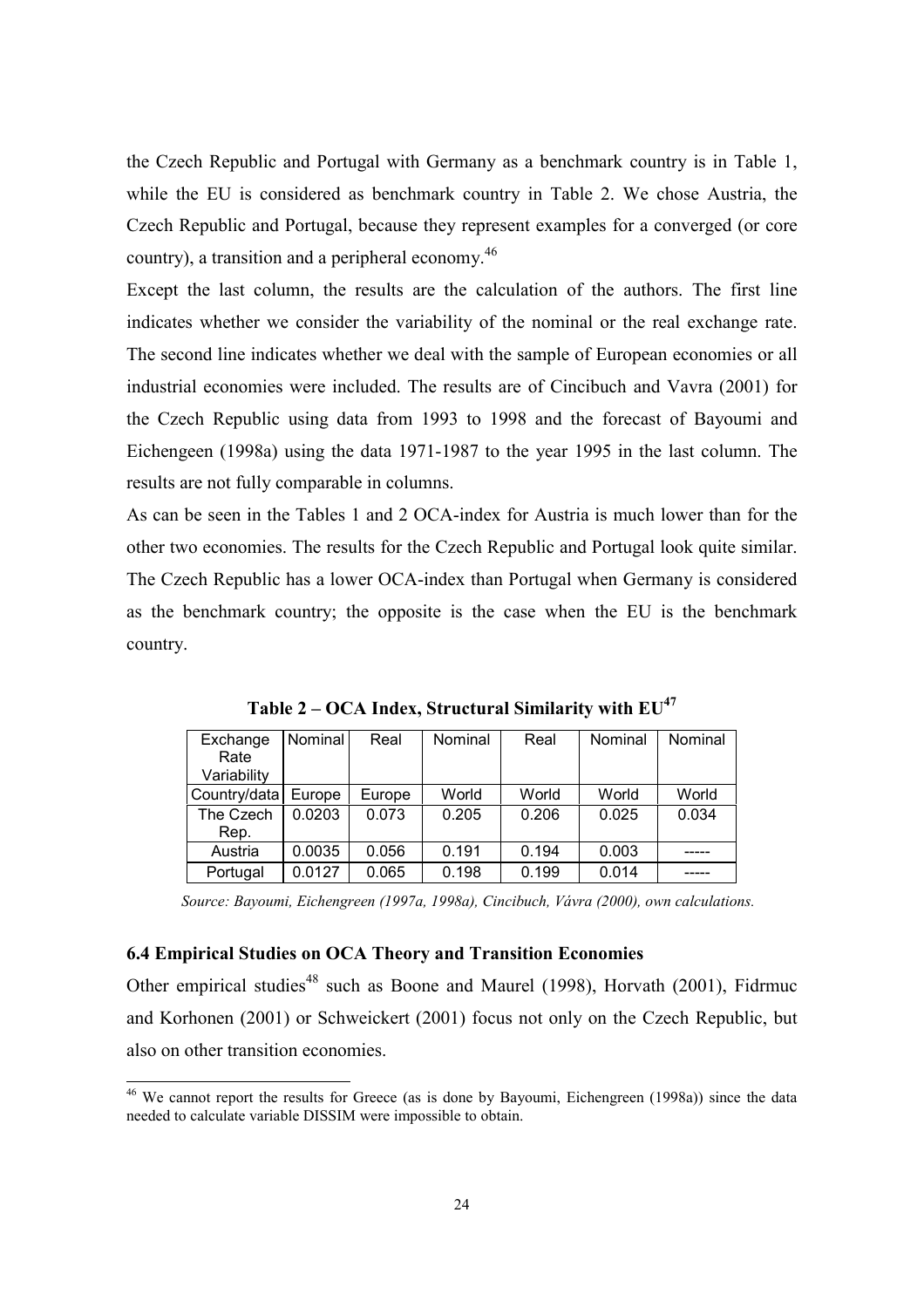the Czech Republic and Portugal with Germany as a benchmark country is in Table 1, while the EU is considered as benchmark country in Table 2. We chose Austria, the Czech Republic and Portugal, because they represent examples for a converged (or core country), a transition and a peripheral economy.[46]

Except the last column, the results are the calculation of the authors. The first line indicates whether we consider the variability of the nominal or the real exchange rate. The second line indicates whether we deal with the sample of European economies or all industrial economies were included. The results are of Cincibuch and Vavra (2001) for the Czech Republic using data from 1993 to 1998 and the forecast of Bayoumi and Eichengeen (1998a) using the data 1971-1987 to the year 1995 in the last column. The results are not fully comparable in columns.

As can be seen in the Tables 1 and 2 OCA-index for Austria is much lower than for the other two economies. The results for the Czech Republic and Portugal look quite similar. The Czech Republic has a lower OCA-index than Portugal when Germany is considered as the benchmark country; the opposite is the case when the EU is the benchmark country.

**Table 2 – OCA Index, Structural Similarity with EU[47]**

| Exchange Rate Variability | Nominal | Real | Nominal | Real | Nominal | Nominal |
|---|---|---|---|---|---|---|
| Country/data | Europe | Europe | World | World | World | World |
| The Czech Rep. | 0.0203 | 0.073 | 0.205 | 0.206 | 0.025 | 0.034 |
| Austria | 0.0035 | 0.056 | 0.191 | 0.194 | 0.003 | ----- |
| Portugal | 0.0127 | 0.065 | 0.198 | 0.199 | 0.014 | ----- |

*Source: Bayoumi, Eichengreen (1997a, 1998a), Cincibuch, Vávra (2000), own calculations.*

### 6.4 Empirical Studies on OCA Theory and Transition Economies

Other empirical studies[48] such as Boone and Maurel (1998), Horvath (2001), Fidrmuc and Korhonen (2001) or Schweickert (2001) focus not only on the Czech Republic, but also on other transition economies.

---

[46] We cannot report the results for Greece (as is done by Bayoumi, Eichengreen (1998a)) since the data needed to calculate variable DISSIM were impossible to obtain.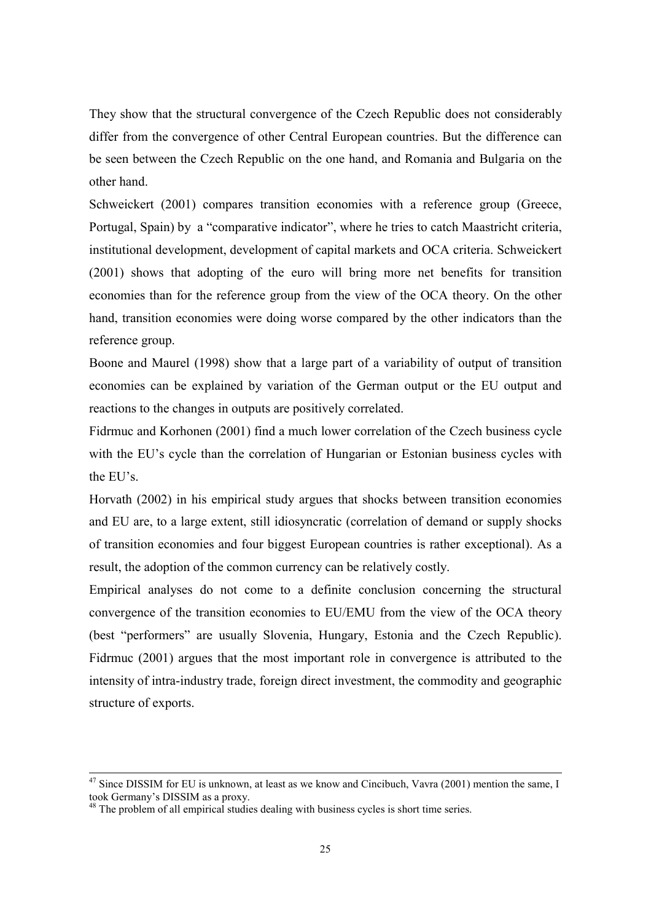They show that the structural convergence of the Czech Republic does not considerably differ from the convergence of other Central European countries. But the difference can be seen between the Czech Republic on the one hand, and Romania and Bulgaria on the other hand.

Schweickert (2001) compares transition economies with a reference group (Greece, Portugal, Spain) by a "comparative indicator", where he tries to catch Maastricht criteria, institutional development, development of capital markets and OCA criteria. Schweickert (2001) shows that adopting of the euro will bring more net benefits for transition economies than for the reference group from the view of the OCA theory. On the other hand, transition economies were doing worse compared by the other indicators than the reference group.

Boone and Maurel (1998) show that a large part of a variability of output of transition economies can be explained by variation of the German output or the EU output and reactions to the changes in outputs are positively correlated.

Fidrmuc and Korhonen (2001) find a much lower correlation of the Czech business cycle with the EU's cycle than the correlation of Hungarian or Estonian business cycles with the EU's.

Horvath (2002) in his empirical study argues that shocks between transition economies and EU are, to a large extent, still idiosyncratic (correlation of demand or supply shocks of transition economies and four biggest European countries is rather exceptional). As a result, the adoption of the common currency can be relatively costly.

Empirical analyses do not come to a definite conclusion concerning the structural convergence of the transition economies to EU/EMU from the view of the OCA theory (best "performers" are usually Slovenia, Hungary, Estonia and the Czech Republic). Fidrmuc (2001) argues that the most important role in convergence is attributed to the intensity of intra-industry trade, foreign direct investment, the commodity and geographic structure of exports.

---

[47] Since DISSIM for EU is unknown, at least as we know and Cincibuch, Vavra (2001) mention the same, I took Germany's DISSIM as a proxy.

[48] The problem of all empirical studies dealing with business cycles is short time series.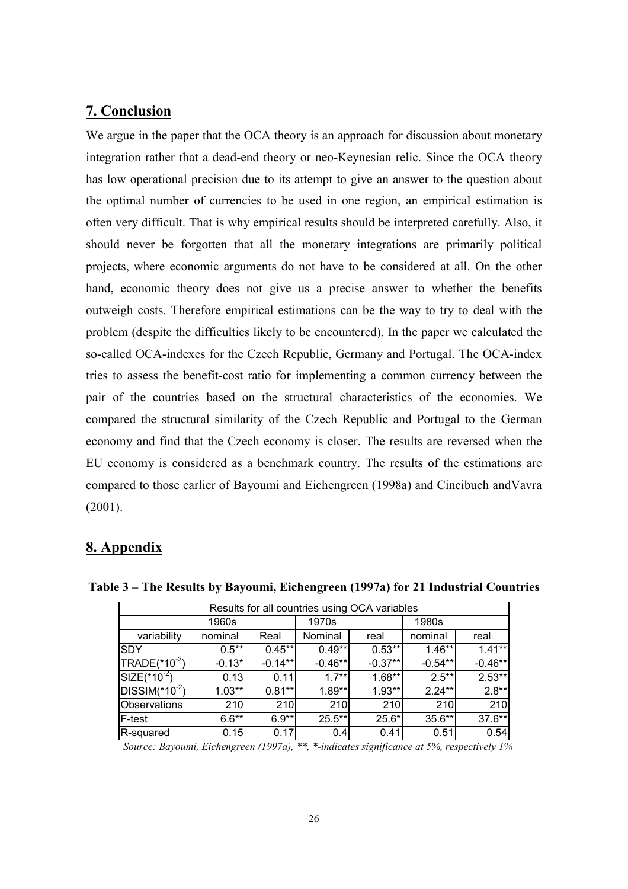## 7. Conclusion

We argue in the paper that the OCA theory is an approach for discussion about monetary integration rather that a dead-end theory or neo-Keynesian relic. Since the OCA theory has low operational precision due to its attempt to give an answer to the question about the optimal number of currencies to be used in one region, an empirical estimation is often very difficult. That is why empirical results should be interpreted carefully. Also, it should never be forgotten that all the monetary integrations are primarily political projects, where economic arguments do not have to be considered at all. On the other hand, economic theory does not give us a precise answer to whether the benefits outweigh costs. Therefore empirical estimations can be the way to try to deal with the problem (despite the difficulties likely to be encountered). In the paper we calculated the so-called OCA-indexes for the Czech Republic, Germany and Portugal. The OCA-index tries to assess the benefit-cost ratio for implementing a common currency between the pair of the countries based on the structural characteristics of the economies. We compared the structural similarity of the Czech Republic and Portugal to the German economy and find that the Czech economy is closer. The results are reversed when the EU economy is considered as a benchmark country. The results of the estimations are compared to those earlier of Bayoumi and Eichengreen (1998a) and Cincibuch andVavra (2001).

## 8. Appendix

**Table 3 – The Results by Bayoumi, Eichengreen (1997a) for 21 Industrial Countries**

| Results for all countries using OCA variables | | | | | | |
|---|---|---|---|---|---|---|
| | 1960s | | 1970s | | 1980s | |
| variability | nominal | Real | Nominal | real | nominal | real |
| SDY | 0.5** | 0.45** | 0.49** | 0.53** | 1.46** | 1.41** |
| TRADE($*10^{-2}$) | -0.13* | -0.14** | -0.46** | -0.37** | -0.54** | -0.46** |
| SIZE($*10^{-2}$) | 0.13 | 0.11 | 1.7** | 1.68** | 2.5** | 2.53** |
| DISSIM($*10^{-2}$) | 1.03** | 0.81** | 1.89** | 1.93** | 2.24** | 2.8** |
| Observations | 210 | 210 | 210 | 210 | 210 | 210 |
| F-test | 6.6** | 6.9** | 25.5** | 25.6* | 35.6** | 37.6** |
| R-squared | 0.15 | 0.17 | 0.4 | 0.41 | 0.51 | 0.54 |

*Source: Bayoumi, Eichengreen (1997a), **, *-indicates significance at 5%, respectively 1%*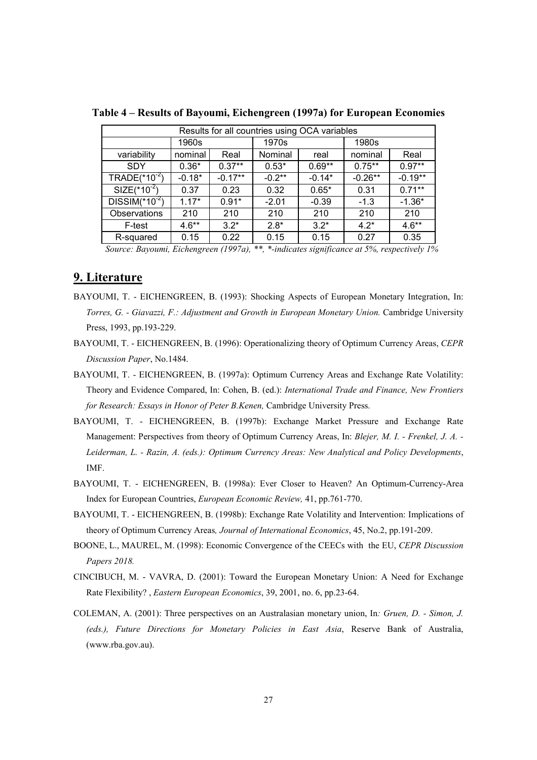**Table 4 – Results of Bayoumi, Eichengreen (1997a) for European Economies**

| Results for all countries using OCA variables | | | | | | |
|---|---|---|---|---|---|---|
| | 1960s | | 1970s | | 1980s | |
| variability | nominal | Real | Nominal | real | nominal | Real |
| SDY | 0.36* | 0.37** | 0.53* | 0.69** | 0.75** | 0.97** |
| TRADE($*10^{-2}$) | -0.18* | -0.17** | -0.2** | -0.14* | -0.26** | -0.19** |
| SIZE($*10^{-2}$) | 0.37 | 0.23 | 0.32 | 0.65* | 0.31 | 0.71** |
| DISSIM($*10^{-2}$) | 1.17* | 0.91* | -2.01 | -0.39 | -1.3 | -1.36* |
| Observations | 210 | 210 | 210 | 210 | 210 | 210 |
| F-test | 4.6** | 3.2* | 2.8* | 3.2* | 4.2* | 4.6** |
| R-squared | 0.15 | 0.22 | 0.15 | 0.15 | 0.27 | 0.35 |

*Source: Bayoumi, Eichengreen (1997a), **, *-indicates significance at 5%, respectively 1%*

## 9. Literature

BAYOUMI, T. - EICHENGREEN, B. (1993): Shocking Aspects of European Monetary Integration, In: *Torres, G. - Giavazzi, F.: Adjustment and Growth in European Monetary Union.* Cambridge University Press, 1993, pp.193-229.

BAYOUMI, T. - EICHENGREEN, B. (1996): Operationalizing theory of Optimum Currency Areas, *CEPR Discussion Paper*, No.1484.

BAYOUMI, T. - EICHENGREEN, B. (1997a): Optimum Currency Areas and Exchange Rate Volatility: Theory and Evidence Compared, In: Cohen, B. (ed.): *International Trade and Finance, New Frontiers for Research: Essays in Honor of Peter B.Kenen,* Cambridge University Press.

BAYOUMI, T. - EICHENGREEN, B. (1997b): Exchange Market Pressure and Exchange Rate Management: Perspectives from theory of Optimum Currency Areas, In: *Blejer, M. I. - Frenkel, J. A. - Leiderman, L. - Razin, A. (eds.): Optimum Currency Areas: New Analytical and Policy Developments*, IMF.

BAYOUMI, T. - EICHENGREEN, B. (1998a): Ever Closer to Heaven? An Optimum-Currency-Area Index for European Countries, *European Economic Review,* 41, pp.761-770.

BAYOUMI, T. - EICHENGREEN, B. (1998b): Exchange Rate Volatility and Intervention: Implications of theory of Optimum Currency Areas*, Journal of International Economics*, 45, No.2, pp.191-209.

BOONE, L., MAUREL, M. (1998): Economic Convergence of the CEECs with the EU, *CEPR Discussion Papers 2018.*

CINCIBUCH, M. - VAVRA, D. (2001): Toward the European Monetary Union: A Need for Exchange Rate Flexibility? , *Eastern European Economics*, 39, 2001, no. 6, pp.23-64.

COLEMAN, A. (2001): Three perspectives on an Australasian monetary union, In*: Gruen, D. - Simon, J. (eds.), Future Directions for Monetary Policies in East Asia*, Reserve Bank of Australia, (www.rba.gov.au).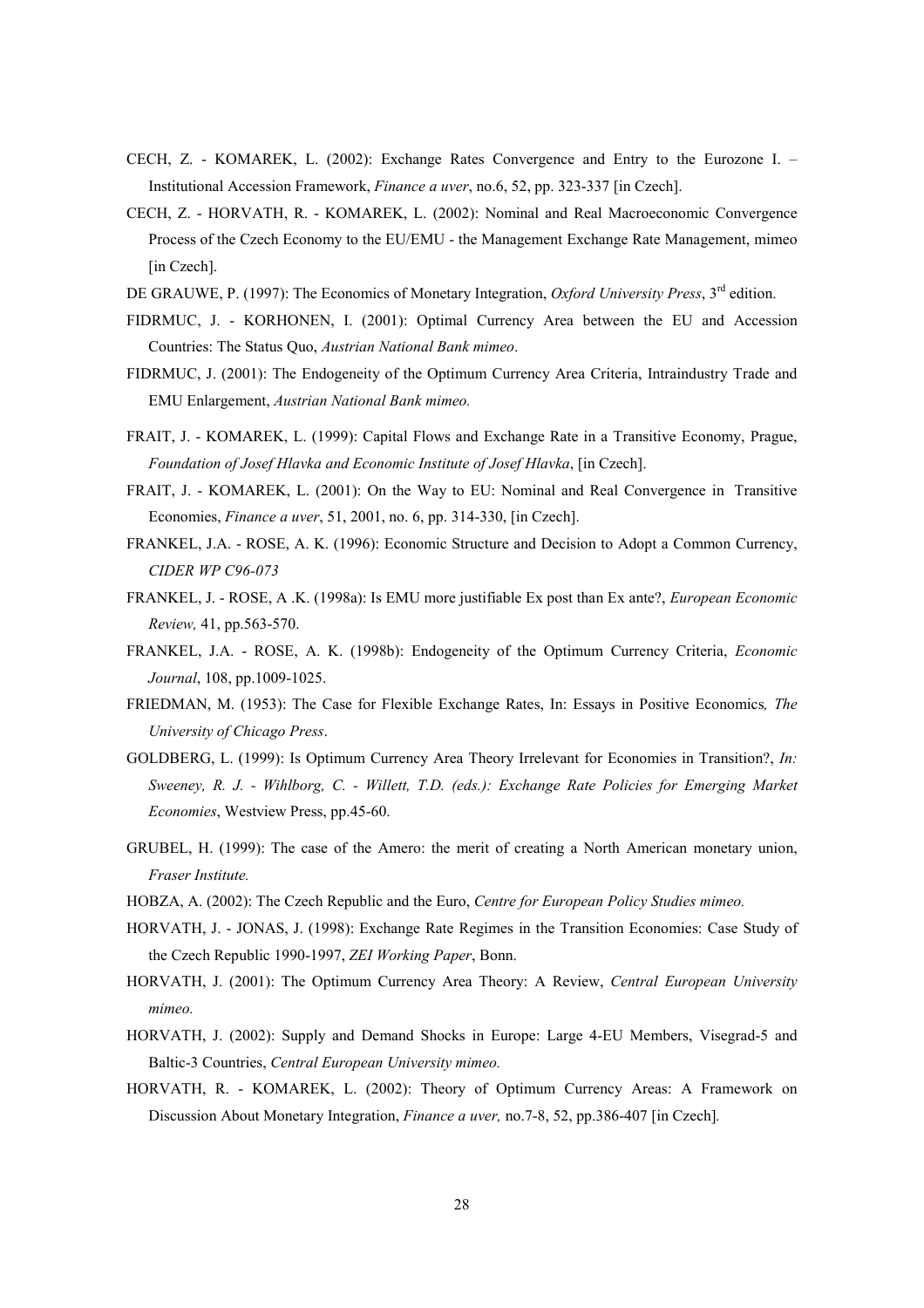CECH, Z. - KOMAREK, L. (2002): Exchange Rates Convergence and Entry to the Eurozone I. – Institutional Accession Framework, *Finance a uver*, no.6, 52, pp. 323-337 [in Czech].

CECH, Z. - HORVATH, R. - KOMAREK, L. (2002): Nominal and Real Macroeconomic Convergence Process of the Czech Economy to the EU/EMU - the Management Exchange Rate Management, mimeo [in Czech].

DE GRAUWE, P. (1997): The Economics of Monetary Integration, *Oxford University Press*, 3rd edition.

FIDRMUC, J. - KORHONEN, I. (2001): Optimal Currency Area between the EU and Accession Countries: The Status Quo, *Austrian National Bank mimeo*.

FIDRMUC, J. (2001): The Endogeneity of the Optimum Currency Area Criteria, Intraindustry Trade and EMU Enlargement, *Austrian National Bank mimeo.*

FRAIT, J. - KOMAREK, L. (1999): Capital Flows and Exchange Rate in a Transitive Economy, Prague, *Foundation of Josef Hlavka and Economic Institute of Josef Hlavka*, [in Czech].

FRAIT, J. - KOMAREK, L. (2001): On the Way to EU: Nominal and Real Convergence in Transitive Economies, *Finance a uver*, 51, 2001, no. 6, pp. 314-330, [in Czech].

FRANKEL, J.A. - ROSE, A. K. (1996): Economic Structure and Decision to Adopt a Common Currency, *CIDER WP C96-073*

FRANKEL, J. - ROSE, A .K. (1998a): Is EMU more justifiable Ex post than Ex ante?, *European Economic Review,* 41, pp.563-570.

FRANKEL, J.A. - ROSE, A. K. (1998b): Endogeneity of the Optimum Currency Criteria, *Economic Journal*, 108, pp.1009-1025.

FRIEDMAN, M. (1953): The Case for Flexible Exchange Rates, In: Essays in Positive Economics*, The University of Chicago Press*.

GOLDBERG, L. (1999): Is Optimum Currency Area Theory Irrelevant for Economies in Transition?, *In: Sweeney, R. J. - Wihlborg, C. - Willett, T.D. (eds.): Exchange Rate Policies for Emerging Market Economies*, Westview Press, pp.45-60.

GRUBEL, H. (1999): The case of the Amero: the merit of creating a North American monetary union, *Fraser Institute.*

HOBZA, A. (2002): The Czech Republic and the Euro, *Centre for European Policy Studies mimeo.*

HORVATH, J. - JONAS, J. (1998): Exchange Rate Regimes in the Transition Economies: Case Study of the Czech Republic 1990-1997, *ZEI Working Paper*, Bonn.

HORVATH, J. (2001): The Optimum Currency Area Theory: A Review, *Central European University mimeo.*

HORVATH, J. (2002): Supply and Demand Shocks in Europe: Large 4-EU Members, Visegrad-5 and Baltic-3 Countries, *Central European University mimeo.*

HORVATH, R. - KOMAREK, L. (2002): Theory of Optimum Currency Areas: A Framework on Discussion About Monetary Integration, *Finance a uver,* no.7-8, 52, pp.386-407 [in Czech].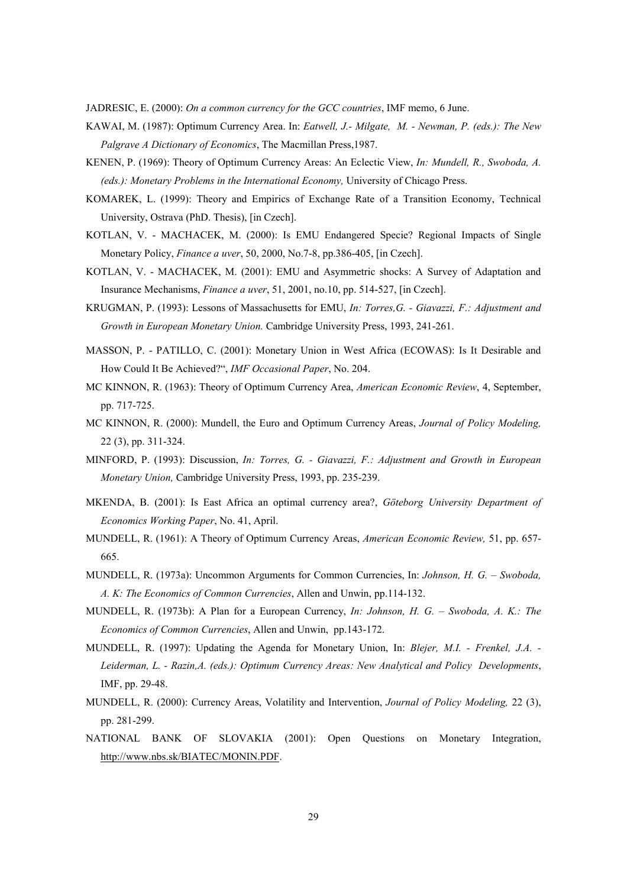JADRESIC, E. (2000): *On a common currency for the GCC countries*, IMF memo, 6 June.

KAWAI, M. (1987): Optimum Currency Area. In: *Eatwell, J.- Milgate, M. - Newman, P. (eds.): The New Palgrave A Dictionary of Economics*, The Macmillan Press,1987.

KENEN, P. (1969): Theory of Optimum Currency Areas: An Eclectic View, *In: Mundell, R., Swoboda, A. (eds.): Monetary Problems in the International Economy,* University of Chicago Press.

KOMAREK, L. (1999): Theory and Empirics of Exchange Rate of a Transition Economy, Technical University, Ostrava (PhD. Thesis), [in Czech].

KOTLAN, V. - MACHACEK, M. (2000): Is EMU Endangered Specie? Regional Impacts of Single Monetary Policy, *Finance a uver*, 50, 2000, No.7-8, pp.386-405, [in Czech].

KOTLAN, V. - MACHACEK, M. (2001): EMU and Asymmetric shocks: A Survey of Adaptation and Insurance Mechanisms, *Finance a uver*, 51, 2001, no.10, pp. 514-527, [in Czech].

KRUGMAN, P. (1993): Lessons of Massachusetts for EMU, *In: Torres,G. - Giavazzi, F.: Adjustment and Growth in European Monetary Union.* Cambridge University Press, 1993, 241-261.

MASSON, P. - PATILLO, C. (2001): Monetary Union in West Africa (ECOWAS): Is It Desirable and How Could It Be Achieved?", *IMF Occasional Paper*, No. 204.

MC KINNON, R. (1963): Theory of Optimum Currency Area, *American Economic Review*, 4, September, pp. 717-725.

MC KINNON, R. (2000): Mundell, the Euro and Optimum Currency Areas, *Journal of Policy Modeling,* 22 (3), pp. 311-324.

MINFORD, P. (1993): Discussion, *In: Torres, G. - Giavazzi, F.: Adjustment and Growth in European Monetary Union,* Cambridge University Press, 1993, pp. 235-239.

MKENDA, B. (2001): Is East Africa an optimal currency area?, *Göteborg University Department of Economics Working Paper*, No. 41, April.

MUNDELL, R. (1961): A Theory of Optimum Currency Areas, *American Economic Review,* 51, pp. 657-665.

MUNDELL, R. (1973a): Uncommon Arguments for Common Currencies, In: *Johnson, H. G. – Swoboda, A. K: The Economics of Common Currencies*, Allen and Unwin, pp.114-132.

MUNDELL, R. (1973b): A Plan for a European Currency, *In: Johnson, H. G. – Swoboda, A. K.: The Economics of Common Currencies*, Allen and Unwin, pp.143-172.

MUNDELL, R. (1997): Updating the Agenda for Monetary Union, In: *Blejer, M.I. - Frenkel, J.A. - Leiderman, L. - Razin,A. (eds.): Optimum Currency Areas: New Analytical and Policy Developments*, IMF, pp. 29-48.

MUNDELL, R. (2000): Currency Areas, Volatility and Intervention, *Journal of Policy Modeling,* 22 (3), pp. 281-299.

NATIONAL BANK OF SLOVAKIA (2001): Open Questions on Monetary Integration, http://www.nbs.sk/BIATEC/MONIN.PDF.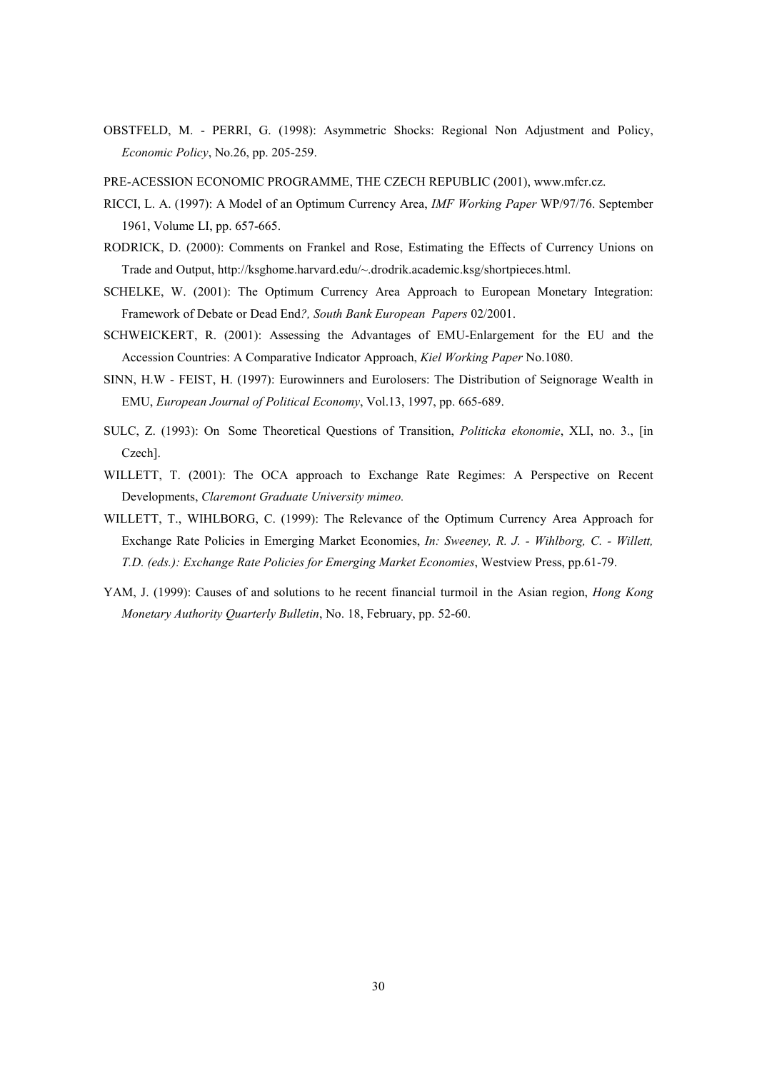OBSTFELD, M. - PERRI, G. (1998): Asymmetric Shocks: Regional Non Adjustment and Policy, *Economic Policy*, No.26, pp. 205-259.

PRE-ACESSION ECONOMIC PROGRAMME, THE CZECH REPUBLIC (2001), www.mfcr.cz.

RICCI, L. A. (1997): A Model of an Optimum Currency Area, *IMF Working Paper* WP/97/76. September 1961, Volume LI, pp. 657-665.

RODRICK, D. (2000): Comments on Frankel and Rose, Estimating the Effects of Currency Unions on Trade and Output, http://ksghome.harvard.edu/~.drodrik.academic.ksg/shortpieces.html.

SCHELKE, W. (2001): The Optimum Currency Area Approach to European Monetary Integration: Framework of Debate or Dead End*?, South Bank European Papers* 02/2001.

SCHWEICKERT, R. (2001): Assessing the Advantages of EMU-Enlargement for the EU and the Accession Countries: A Comparative Indicator Approach, *Kiel Working Paper* No.1080.

SINN, H.W - FEIST, H. (1997): Eurowinners and Eurolosers: The Distribution of Seignorage Wealth in EMU, *European Journal of Political Economy*, Vol.13, 1997, pp. 665-689.

SULC, Z. (1993): On Some Theoretical Questions of Transition, *Politicka ekonomie*, XLI, no. 3., [in Czech].

WILLETT, T. (2001): The OCA approach to Exchange Rate Regimes: A Perspective on Recent Developments, *Claremont Graduate University mimeo.*

WILLETT, T., WIHLBORG, C. (1999): The Relevance of the Optimum Currency Area Approach for Exchange Rate Policies in Emerging Market Economies, *In: Sweeney, R. J. - Wihlborg, C. - Willett, T.D. (eds.): Exchange Rate Policies for Emerging Market Economies*, Westview Press, pp.61-79.

YAM, J. (1999): Causes of and solutions to he recent financial turmoil in the Asian region, *Hong Kong Monetary Authority Quarterly Bulletin*, No. 18, February, pp. 52-60.